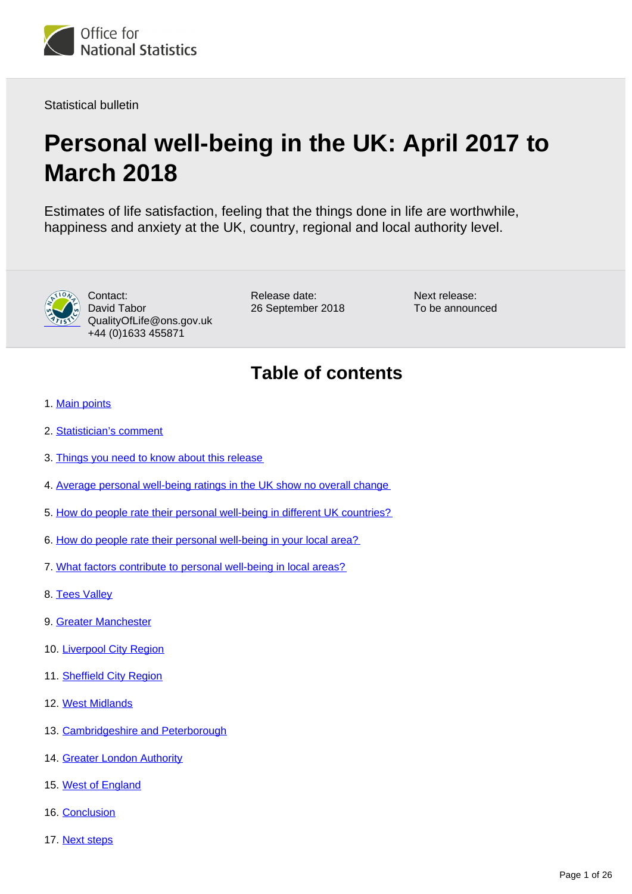Statistical bulletin

# Personal well-being in the UK: April 2017 to March 2018

Estimates of life satisfaction, feeling that the things done in life are worthwhile, happiness and anxiety at the UK, country, regional and local authority level.

Contact:
David Tabor
QualityOfLife@ons.gov.uk
+44 (0)1633 455871

Release date:
26 September 2018

Next release:
To be announced

## Table of contents

1. Main points
2. Statistician's comment
3. Things you need to know about this release
4. Average personal well-being ratings in the UK show no overall change
5. How do people rate their personal well-being in different UK countries?
6. How do people rate their personal well-being in your local area?
7. What factors contribute to personal well-being in local areas?
8. Tees Valley
9. Greater Manchester
10. Liverpool City Region
11. Sheffield City Region
12. West Midlands
13. Cambridgeshire and Peterborough
14. Greater London Authority
15. West of England
16. Conclusion
17. Next steps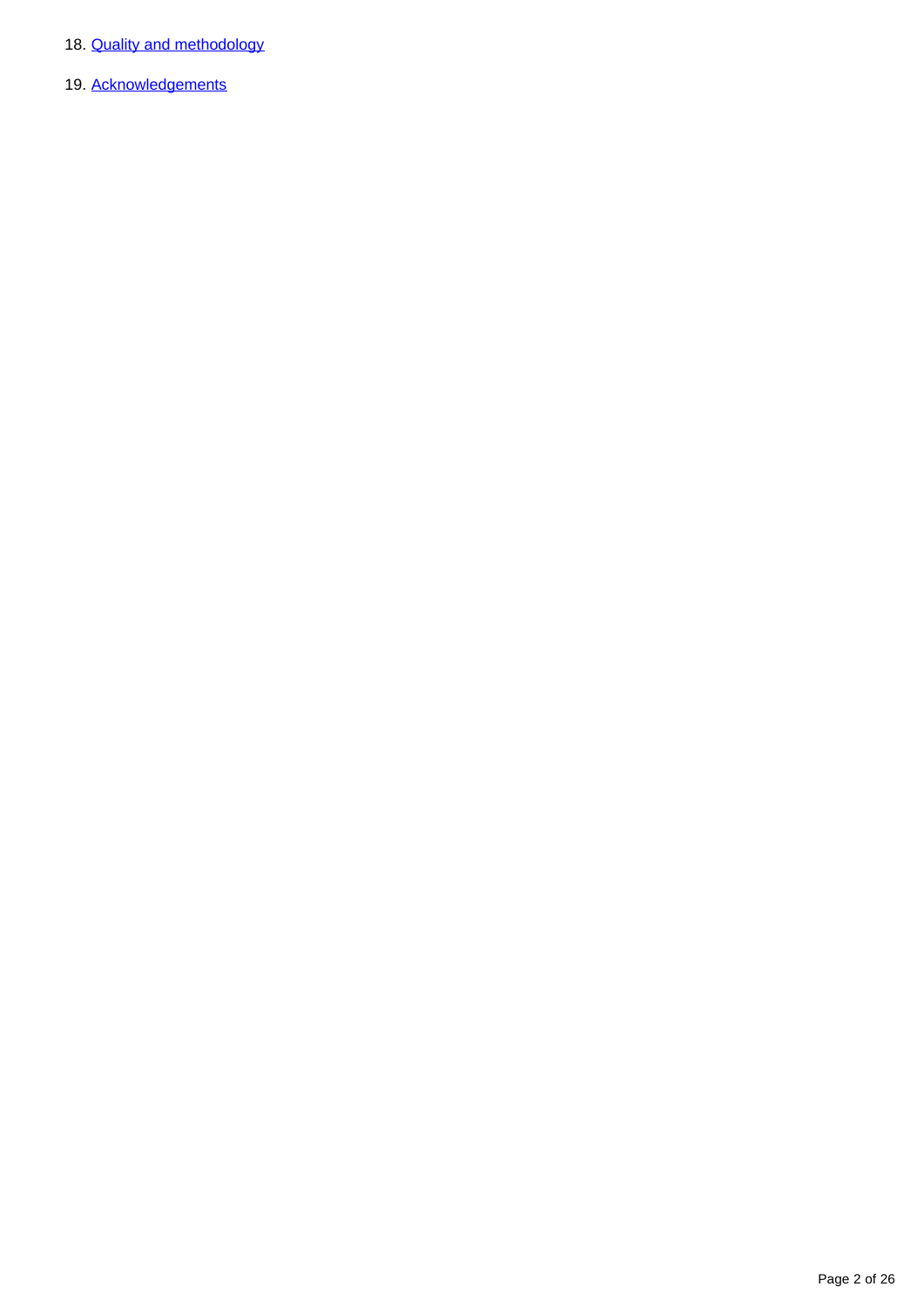18. Quality and methodology

19. Acknowledgements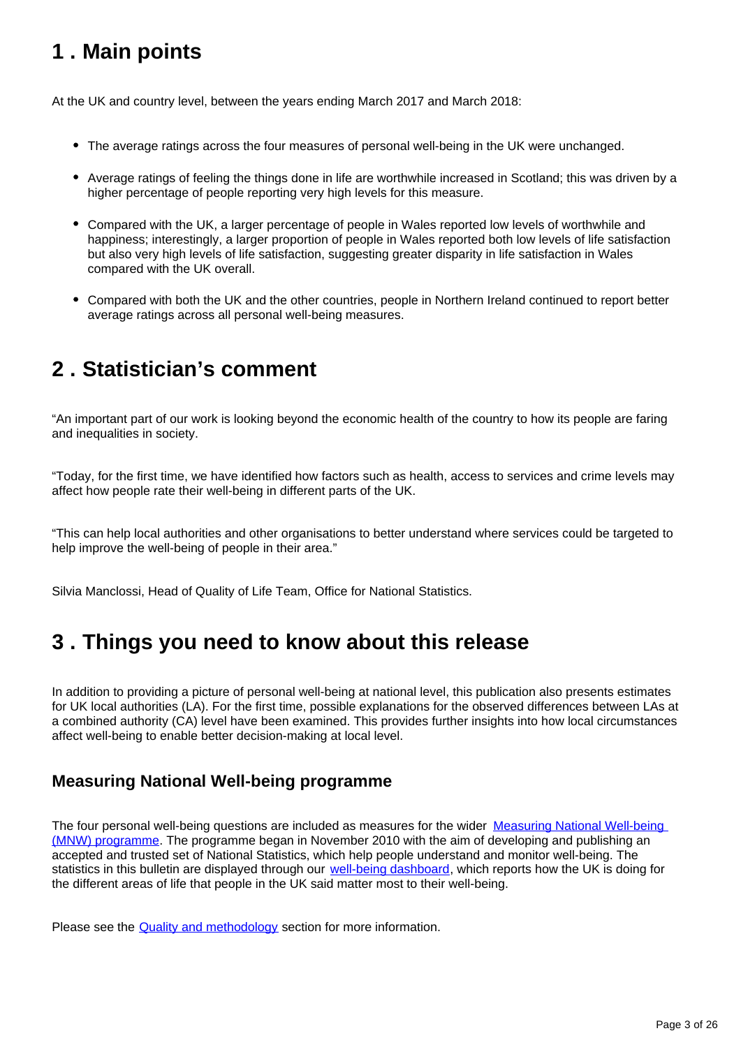## 1 . Main points

At the UK and country level, between the years ending March 2017 and March 2018:

- The average ratings across the four measures of personal well-being in the UK were unchanged.
- Average ratings of feeling the things done in life are worthwhile increased in Scotland; this was driven by a higher percentage of people reporting very high levels for this measure.
- Compared with the UK, a larger percentage of people in Wales reported low levels of worthwhile and happiness; interestingly, a larger proportion of people in Wales reported both low levels of life satisfaction but also very high levels of life satisfaction, suggesting greater disparity in life satisfaction in Wales compared with the UK overall.
- Compared with both the UK and the other countries, people in Northern Ireland continued to report better average ratings across all personal well-being measures.

## 2 . Statistician's comment

"An important part of our work is looking beyond the economic health of the country to how its people are faring and inequalities in society.

"Today, for the first time, we have identified how factors such as health, access to services and crime levels may affect how people rate their well-being in different parts of the UK.

"This can help local authorities and other organisations to better understand where services could be targeted to help improve the well-being of people in their area."

Silvia Manclossi, Head of Quality of Life Team, Office for National Statistics.

## 3 . Things you need to know about this release

In addition to providing a picture of personal well-being at national level, this publication also presents estimates for UK local authorities (LA). For the first time, possible explanations for the observed differences between LAs at a combined authority (CA) level have been examined. This provides further insights into how local circumstances affect well-being to enable better decision-making at local level.

### Measuring National Well-being programme

The four personal well-being questions are included as measures for the wider Measuring National Well-being (MNW) programme. The programme began in November 2010 with the aim of developing and publishing an accepted and trusted set of National Statistics, which help people understand and monitor well-being. The statistics in this bulletin are displayed through our well-being dashboard, which reports how the UK is doing for the different areas of life that people in the UK said matter most to their well-being.

Please see the Quality and methodology section for more information.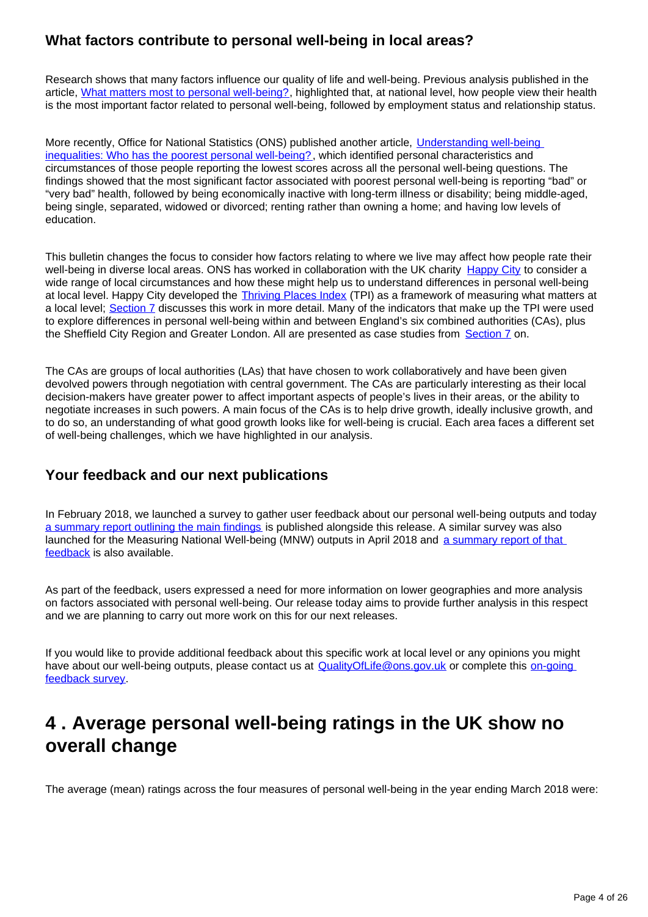### What factors contribute to personal well-being in local areas?

Research shows that many factors influence our quality of life and well-being. Previous analysis published in the article, What matters most to personal well-being?, highlighted that, at national level, how people view their health is the most important factor related to personal well-being, followed by employment status and relationship status.

More recently, Office for National Statistics (ONS) published another article, Understanding well-being inequalities: Who has the poorest personal well-being?, which identified personal characteristics and circumstances of those people reporting the lowest scores across all the personal well-being questions. The findings showed that the most significant factor associated with poorest personal well-being is reporting "bad" or "very bad" health, followed by being economically inactive with long-term illness or disability; being middle-aged, being single, separated, widowed or divorced; renting rather than owning a home; and having low levels of education.

This bulletin changes the focus to consider how factors relating to where we live may affect how people rate their well-being in diverse local areas. ONS has worked in collaboration with the UK charity Happy City to consider a wide range of local circumstances and how these might help us to understand differences in personal well-being at local level. Happy City developed the Thriving Places Index (TPI) as a framework of measuring what matters at a local level; Section 7 discusses this work in more detail. Many of the indicators that make up the TPI were used to explore differences in personal well-being within and between England's six combined authorities (CAs), plus the Sheffield City Region and Greater London. All are presented as case studies from Section 7 on.

The CAs are groups of local authorities (LAs) that have chosen to work collaboratively and have been given devolved powers through negotiation with central government. The CAs are particularly interesting as their local decision-makers have greater power to affect important aspects of people's lives in their areas, or the ability to negotiate increases in such powers. A main focus of the CAs is to help drive growth, ideally inclusive growth, and to do so, an understanding of what good growth looks like for well-being is crucial. Each area faces a different set of well-being challenges, which we have highlighted in our analysis.

### Your feedback and our next publications

In February 2018, we launched a survey to gather user feedback about our personal well-being outputs and today a summary report outlining the main findings is published alongside this release. A similar survey was also launched for the Measuring National Well-being (MNW) outputs in April 2018 and a summary report of that feedback is also available.

As part of the feedback, users expressed a need for more information on lower geographies and more analysis on factors associated with personal well-being. Our release today aims to provide further analysis in this respect and we are planning to carry out more work on this for our next releases.

If you would like to provide additional feedback about this specific work at local level or any opinions you might have about our well-being outputs, please contact us at QualityOfLife@ons.gov.uk or complete this on-going feedback survey.

## 4 . Average personal well-being ratings in the UK show no overall change

The average (mean) ratings across the four measures of personal well-being in the year ending March 2018 were: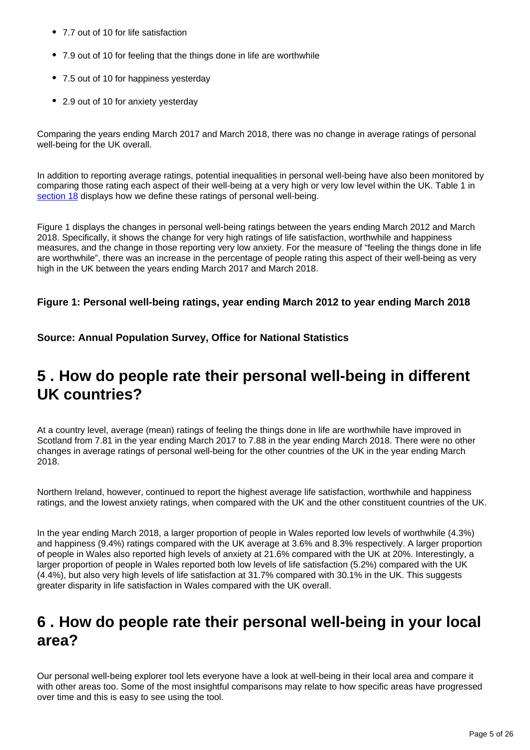- 7.7 out of 10 for life satisfaction
- 7.9 out of 10 for feeling that the things done in life are worthwhile
- 7.5 out of 10 for happiness yesterday
- 2.9 out of 10 for anxiety yesterday

Comparing the years ending March 2017 and March 2018, there was no change in average ratings of personal well-being for the UK overall.

In addition to reporting average ratings, potential inequalities in personal well-being have also been monitored by comparing those rating each aspect of their well-being at a very high or very low level within the UK. Table 1 in section 18 displays how we define these ratings of personal well-being.

Figure 1 displays the changes in personal well-being ratings between the years ending March 2012 and March 2018. Specifically, it shows the change for very high ratings of life satisfaction, worthwhile and happiness measures, and the change in those reporting very low anxiety. For the measure of "feeling the things done in life are worthwhile", there was an increase in the percentage of people rating this aspect of their well-being as very high in the UK between the years ending March 2017 and March 2018.

**Figure 1: Personal well-being ratings, year ending March 2012 to year ending March 2018**

**Source: Annual Population Survey, Office for National Statistics**

## 5 . How do people rate their personal well-being in different UK countries?

At a country level, average (mean) ratings of feeling the things done in life are worthwhile have improved in Scotland from 7.81 in the year ending March 2017 to 7.88 in the year ending March 2018. There were no other changes in average ratings of personal well-being for the other countries of the UK in the year ending March 2018.

Northern Ireland, however, continued to report the highest average life satisfaction, worthwhile and happiness ratings, and the lowest anxiety ratings, when compared with the UK and the other constituent countries of the UK.

In the year ending March 2018, a larger proportion of people in Wales reported low levels of worthwhile (4.3%) and happiness (9.4%) ratings compared with the UK average at 3.6% and 8.3% respectively. A larger proportion of people in Wales also reported high levels of anxiety at 21.6% compared with the UK at 20%. Interestingly, a larger proportion of people in Wales reported both low levels of life satisfaction (5.2%) compared with the UK (4.4%), but also very high levels of life satisfaction at 31.7% compared with 30.1% in the UK. This suggests greater disparity in life satisfaction in Wales compared with the UK overall.

## 6 . How do people rate their personal well-being in your local area?

Our personal well-being explorer tool lets everyone have a look at well-being in their local area and compare it with other areas too. Some of the most insightful comparisons may relate to how specific areas have progressed over time and this is easy to see using the tool.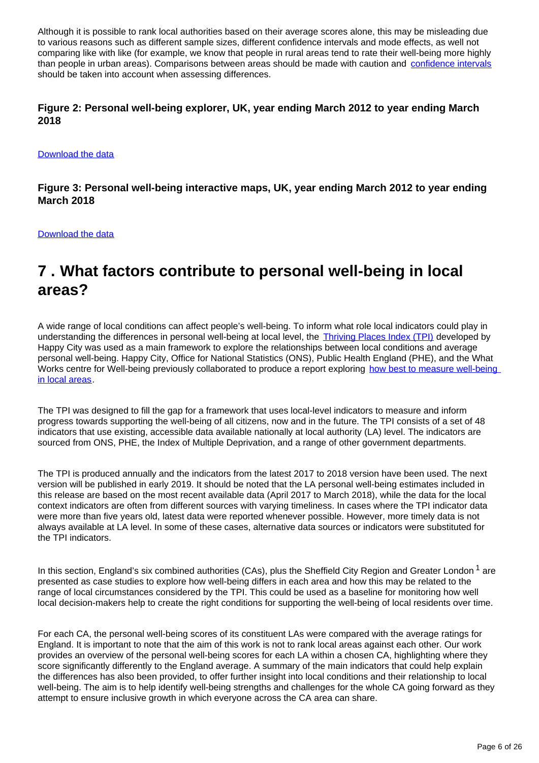Although it is possible to rank local authorities based on their average scores alone, this may be misleading due to various reasons such as different sample sizes, different confidence intervals and mode effects, as well not comparing like with like (for example, we know that people in rural areas tend to rate their well-being more highly than people in urban areas). Comparisons between areas should be made with caution and confidence intervals should be taken into account when assessing differences.

### Figure 2: Personal well-being explorer, UK, year ending March 2012 to year ending March 2018

Download the data

### Figure 3: Personal well-being interactive maps, UK, year ending March 2012 to year ending March 2018

Download the data

## 7 . What factors contribute to personal well-being in local areas?

A wide range of local conditions can affect people's well-being. To inform what role local indicators could play in understanding the differences in personal well-being at local level, the Thriving Places Index (TPI) developed by Happy City was used as a main framework to explore the relationships between local conditions and average personal well-being. Happy City, Office for National Statistics (ONS), Public Health England (PHE), and the What Works centre for Well-being previously collaborated to produce a report exploring how best to measure well-being in local areas.

The TPI was designed to fill the gap for a framework that uses local-level indicators to measure and inform progress towards supporting the well-being of all citizens, now and in the future. The TPI consists of a set of 48 indicators that use existing, accessible data available nationally at local authority (LA) level. The indicators are sourced from ONS, PHE, the Index of Multiple Deprivation, and a range of other government departments.

The TPI is produced annually and the indicators from the latest 2017 to 2018 version have been used. The next version will be published in early 2019. It should be noted that the LA personal well-being estimates included in this release are based on the most recent available data (April 2017 to March 2018), while the data for the local context indicators are often from different sources with varying timeliness. In cases where the TPI indicator data were more than five years old, latest data were reported whenever possible. However, more timely data is not always available at LA level. In some of these cases, alternative data sources or indicators were substituted for the TPI indicators.

In this section, England's six combined authorities (CAs), plus the Sheffield City Region and Greater London [1] are presented as case studies to explore how well-being differs in each area and how this may be related to the range of local circumstances considered by the TPI. This could be used as a baseline for monitoring how well local decision-makers help to create the right conditions for supporting the well-being of local residents over time.

For each CA, the personal well-being scores of its constituent LAs were compared with the average ratings for England. It is important to note that the aim of this work is not to rank local areas against each other. Our work provides an overview of the personal well-being scores for each LA within a chosen CA, highlighting where they score significantly differently to the England average. A summary of the main indicators that could help explain the differences has also been provided, to offer further insight into local conditions and their relationship to local well-being. The aim is to help identify well-being strengths and challenges for the whole CA going forward as they attempt to ensure inclusive growth in which everyone across the CA area can share.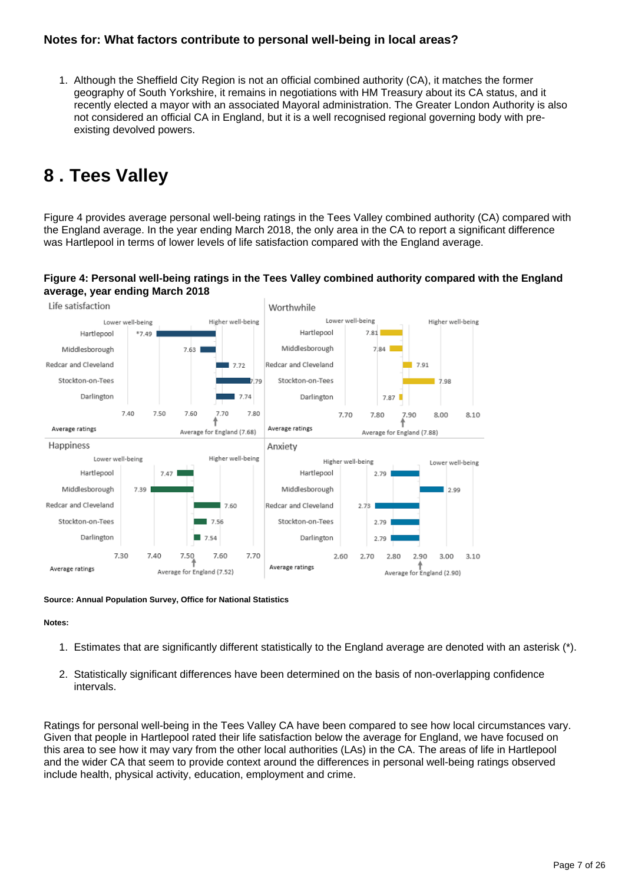### Notes for: What factors contribute to personal well-being in local areas?

1. Although the Sheffield City Region is not an official combined authority (CA), it matches the former geography of South Yorkshire, it remains in negotiations with HM Treasury about its CA status, and it recently elected a mayor with an associated Mayoral administration. The Greater London Authority is also not considered an official CA in England, but it is a well recognised regional governing body with pre-existing devolved powers.

## 8 . Tees Valley

Figure 4 provides average personal well-being ratings in the Tees Valley combined authority (CA) compared with the England average. In the year ending March 2018, the only area in the CA to report a significant difference was Hartlepool in terms of lower levels of life satisfaction compared with the England average.

**Figure 4: Personal well-being ratings in the Tees Valley combined authority compared with the England average, year ending March 2018**

| Area | Life satisfaction | Worthwhile | Happiness | Anxiety |
|---|---|---|---|---|
| Hartlepool | *7.49 | 7.81 | 7.47 | 2.79 |
| Middlesborough | 7.63 | 7.84 | 7.39 | 2.99 |
| Redcar and Cleveland | 7.72 | 7.91 | 7.60 | 2.73 |
| Stockton-on-Tees | 7.79 | 7.98 | 7.56 | 2.79 |
| Darlington | 7.74 | 7.87 | 7.54 | 2.79 |
| Average for England | 7.68 | 7.88 | 7.52 | 2.90 |

**Source: Annual Population Survey, Office for National Statistics**

**Notes:**

1. Estimates that are significantly different statistically to the England average are denoted with an asterisk (*).
2. Statistically significant differences have been determined on the basis of non-overlapping confidence intervals.

Ratings for personal well-being in the Tees Valley CA have been compared to see how local circumstances vary. Given that people in Hartlepool rated their life satisfaction below the average for England, we have focused on this area to see how it may vary from the other local authorities (LAs) in the CA. The areas of life in Hartlepool and the wider CA that seem to provide context around the differences in personal well-being ratings observed include health, physical activity, education, employment and crime.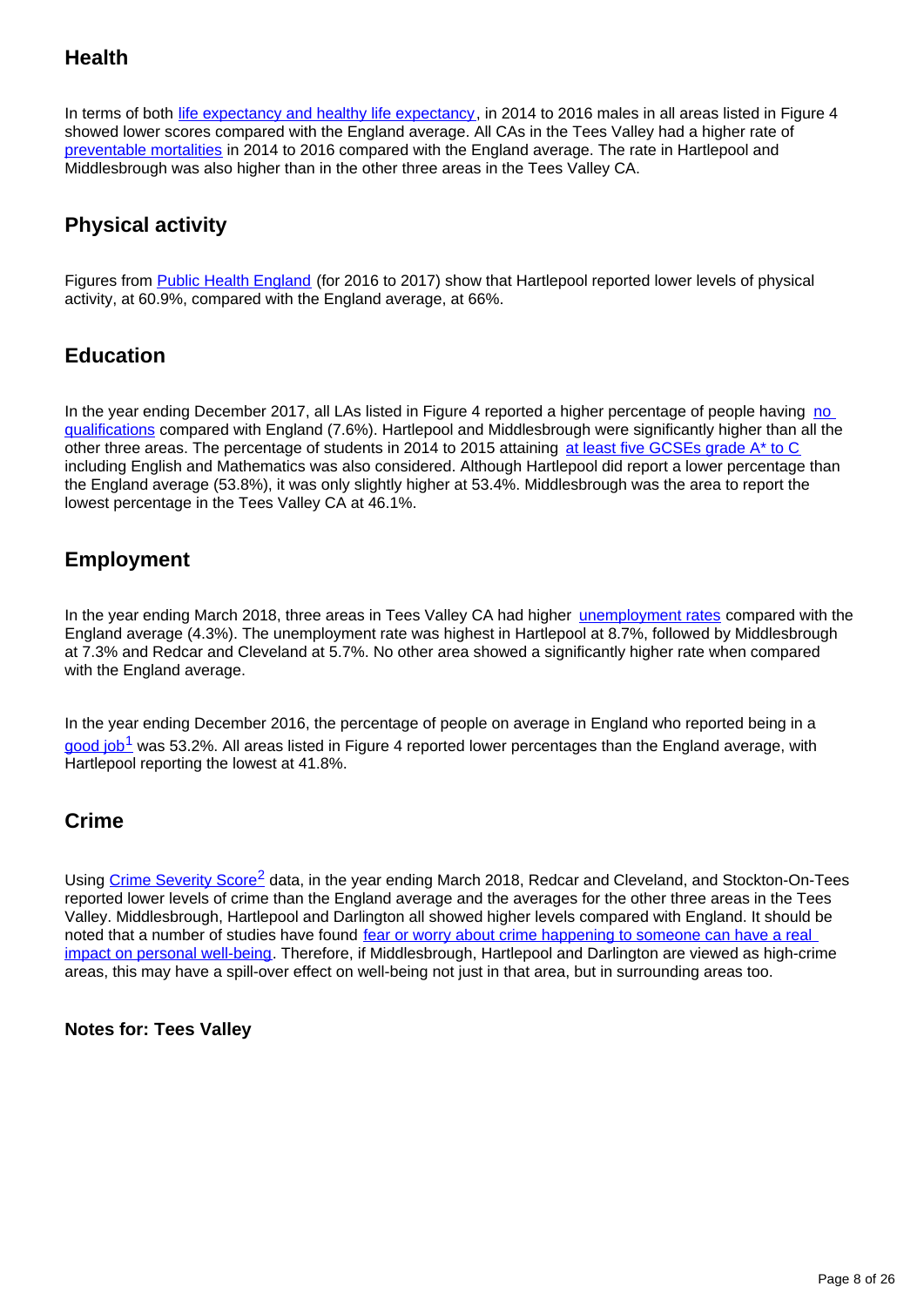## Health

In terms of both life expectancy and healthy life expectancy, in 2014 to 2016 males in all areas listed in Figure 4 showed lower scores compared with the England average. All CAs in the Tees Valley had a higher rate of preventable mortalities in 2014 to 2016 compared with the England average. The rate in Hartlepool and Middlesbrough was also higher than in the other three areas in the Tees Valley CA.

## Physical activity

Figures from Public Health England (for 2016 to 2017) show that Hartlepool reported lower levels of physical activity, at 60.9%, compared with the England average, at 66%.

## Education

In the year ending December 2017, all LAs listed in Figure 4 reported a higher percentage of people having no qualifications compared with England (7.6%). Hartlepool and Middlesbrough were significantly higher than all the other three areas. The percentage of students in 2014 to 2015 attaining at least five GCSEs grade A* to C including English and Mathematics was also considered. Although Hartlepool did report a lower percentage than the England average (53.8%), it was only slightly higher at 53.4%. Middlesbrough was the area to report the lowest percentage in the Tees Valley CA at 46.1%.

## Employment

In the year ending March 2018, three areas in Tees Valley CA had higher unemployment rates compared with the England average (4.3%). The unemployment rate was highest in Hartlepool at 8.7%, followed by Middlesbrough at 7.3% and Redcar and Cleveland at 5.7%. No other area showed a significantly higher rate when compared with the England average.

In the year ending December 2016, the percentage of people on average in England who reported being in a good job[1] was 53.2%. All areas listed in Figure 4 reported lower percentages than the England average, with Hartlepool reporting the lowest at 41.8%.

## Crime

Using Crime Severity Score[2] data, in the year ending March 2018, Redcar and Cleveland, and Stockton-On-Tees reported lower levels of crime than the England average and the averages for the other three areas in the Tees Valley. Middlesbrough, Hartlepool and Darlington all showed higher levels compared with England. It should be noted that a number of studies have found fear or worry about crime happening to someone can have a real impact on personal well-being. Therefore, if Middlesbrough, Hartlepool and Darlington are viewed as high-crime areas, this may have a spill-over effect on well-being not just in that area, but in surrounding areas too.

**Notes for: Tees Valley**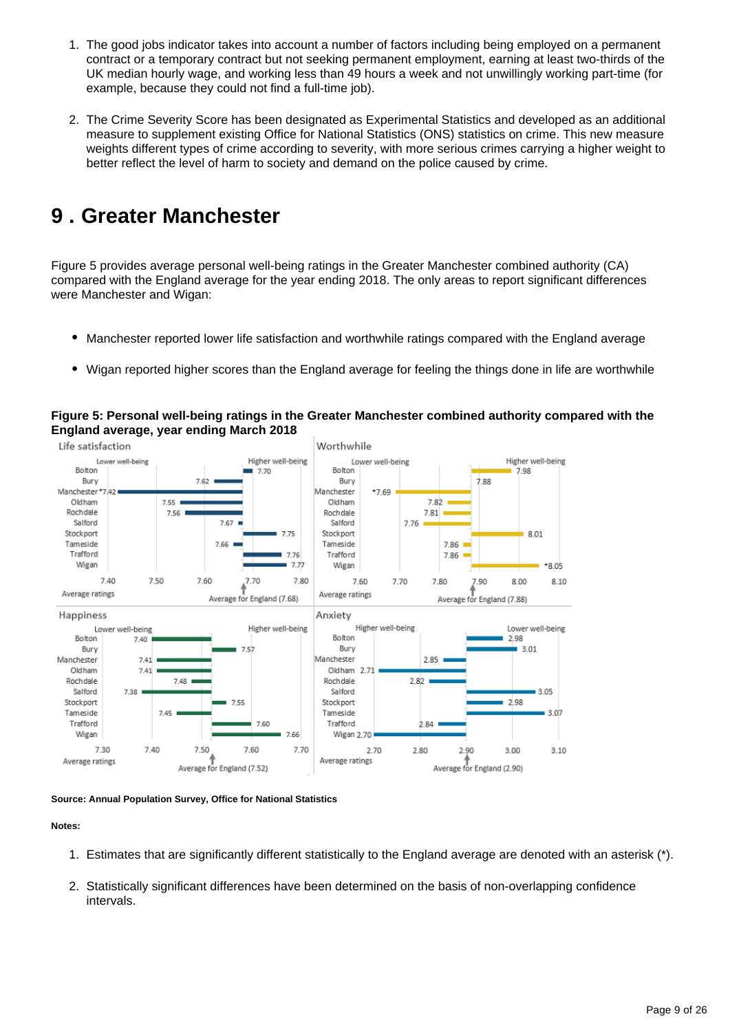1. The good jobs indicator takes into account a number of factors including being employed on a permanent contract or a temporary contract but not seeking permanent employment, earning at least two-thirds of the UK median hourly wage, and working less than 49 hours a week and not unwillingly working part-time (for example, because they could not find a full-time job).

2. The Crime Severity Score has been designated as Experimental Statistics and developed as an additional measure to supplement existing Office for National Statistics (ONS) statistics on crime. This new measure weights different types of crime according to severity, with more serious crimes carrying a higher weight to better reflect the level of harm to society and demand on the police caused by crime.

# 9 . Greater Manchester

Figure 5 provides average personal well-being ratings in the Greater Manchester combined authority (CA) compared with the England average for the year ending 2018. The only areas to report significant differences were Manchester and Wigan:

- Manchester reported lower life satisfaction and worthwhile ratings compared with the England average
- Wigan reported higher scores than the England average for feeling the things done in life are worthwhile

**Figure 5: Personal well-being ratings in the Greater Manchester combined authority compared with the England average, year ending March 2018**

| Area | Life satisfaction | Worthwhile | Happiness | Anxiety |
|---|---|---|---|---|
| Bolton | 7.70 | 7.98 | 7.40 | 2.98 |
| Bury | 7.62 | 7.88 | 7.57 | 3.01 |
| Manchester | *7.42 | *7.69 | 7.41 | 2.85 |
| Oldham | 7.55 | 7.82 | 7.41 | 2.71 |
| Rochdale | 7.56 | 7.81 | 7.48 | 2.82 |
| Salford | 7.67 | 7.76 | 7.38 | 3.05 |
| Stockport | 7.75 | 8.01 | 7.55 | 2.98 |
| Tameside | 7.66 | 7.86 | 7.45 | 3.07 |
| Trafford | 7.76 | 7.86 | 7.60 | 2.84 |
| Wigan | 7.77 | *8.05 | 7.66 | 2.70 |
| Average for England | 7.68 | 7.88 | 7.52 | 2.90 |

**Source: Annual Population Survey, Office for National Statistics**

**Notes:**

1. Estimates that are significantly different statistically to the England average are denoted with an asterisk (*).

2. Statistically significant differences have been determined on the basis of non-overlapping confidence intervals.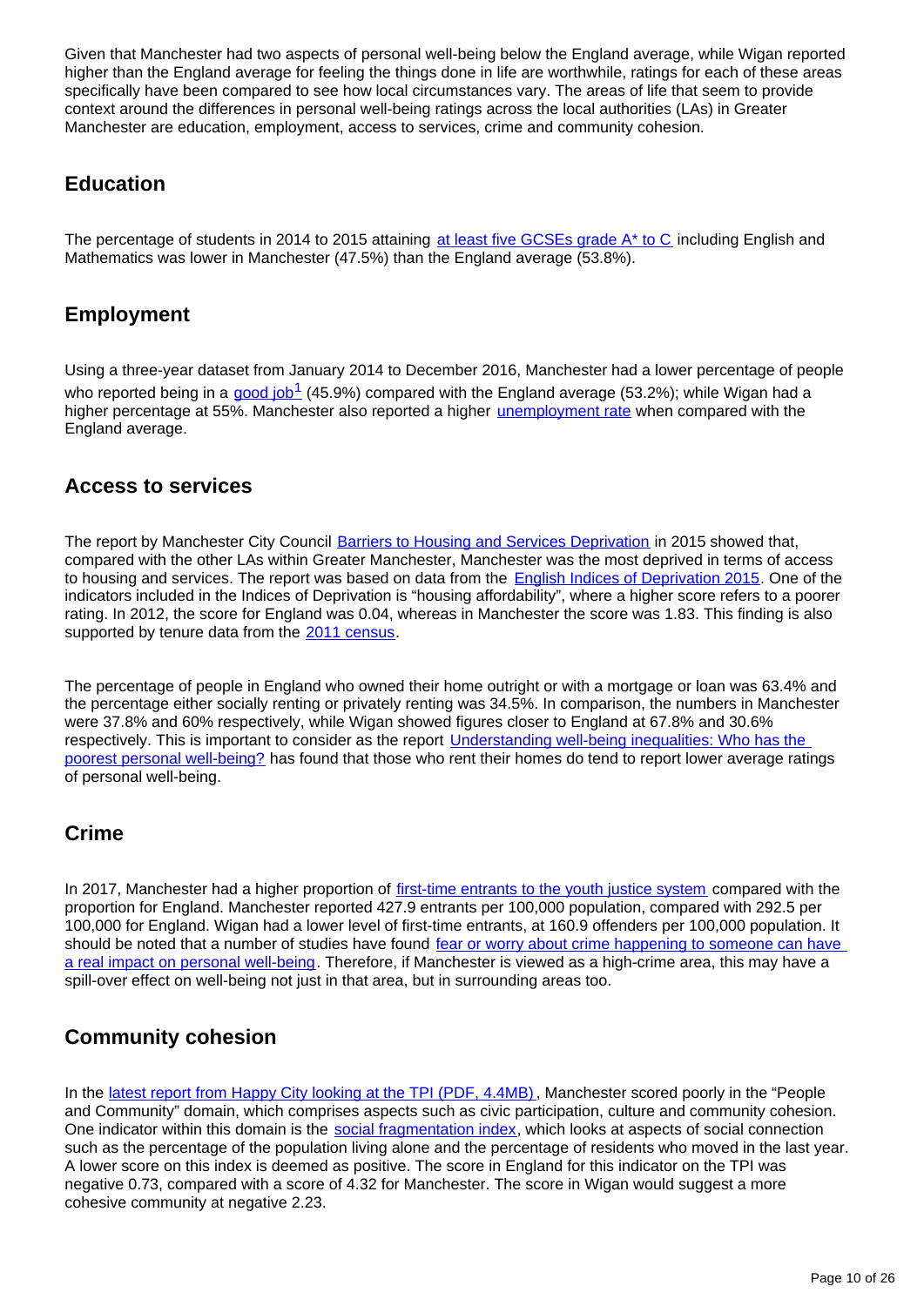Given that Manchester had two aspects of personal well-being below the England average, while Wigan reported higher than the England average for feeling the things done in life are worthwhile, ratings for each of these areas specifically have been compared to see how local circumstances vary. The areas of life that seem to provide context around the differences in personal well-being ratings across the local authorities (LAs) in Greater Manchester are education, employment, access to services, crime and community cohesion.

## Education

The percentage of students in 2014 to 2015 attaining at least five GCSEs grade A* to C including English and Mathematics was lower in Manchester (47.5%) than the England average (53.8%).

## Employment

Using a three-year dataset from January 2014 to December 2016, Manchester had a lower percentage of people who reported being in a good job[1] (45.9%) compared with the England average (53.2%); while Wigan had a higher percentage at 55%. Manchester also reported a higher unemployment rate when compared with the England average.

## Access to services

The report by Manchester City Council Barriers to Housing and Services Deprivation in 2015 showed that, compared with the other LAs within Greater Manchester, Manchester was the most deprived in terms of access to housing and services. The report was based on data from the English Indices of Deprivation 2015. One of the indicators included in the Indices of Deprivation is "housing affordability", where a higher score refers to a poorer rating. In 2012, the score for England was 0.04, whereas in Manchester the score was 1.83. This finding is also supported by tenure data from the 2011 census.

The percentage of people in England who owned their home outright or with a mortgage or loan was 63.4% and the percentage either socially renting or privately renting was 34.5%. In comparison, the numbers in Manchester were 37.8% and 60% respectively, while Wigan showed figures closer to England at 67.8% and 30.6% respectively. This is important to consider as the report Understanding well-being inequalities: Who has the poorest personal well-being? has found that those who rent their homes do tend to report lower average ratings of personal well-being.

## Crime

In 2017, Manchester had a higher proportion of first-time entrants to the youth justice system compared with the proportion for England. Manchester reported 427.9 entrants per 100,000 population, compared with 292.5 per 100,000 for England. Wigan had a lower level of first-time entrants, at 160.9 offenders per 100,000 population. It should be noted that a number of studies have found fear or worry about crime happening to someone can have a real impact on personal well-being. Therefore, if Manchester is viewed as a high-crime area, this may have a spill-over effect on well-being not just in that area, but in surrounding areas too.

## Community cohesion

In the latest report from Happy City looking at the TPI (PDF, 4.4MB), Manchester scored poorly in the "People and Community" domain, which comprises aspects such as civic participation, culture and community cohesion. One indicator within this domain is the social fragmentation index, which looks at aspects of social connection such as the percentage of the population living alone and the percentage of residents who moved in the last year. A lower score on this index is deemed as positive. The score in England for this indicator on the TPI was negative 0.73, compared with a score of 4.32 for Manchester. The score in Wigan would suggest a more cohesive community at negative 2.23.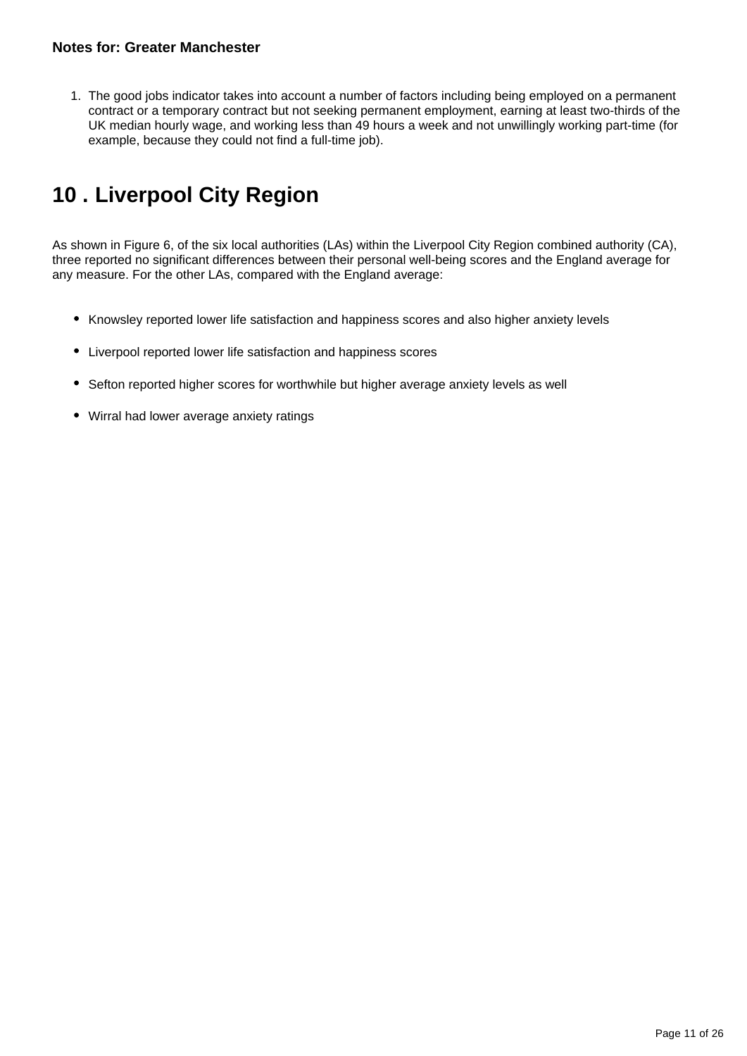**Notes for: Greater Manchester**

1. The good jobs indicator takes into account a number of factors including being employed on a permanent contract or a temporary contract but not seeking permanent employment, earning at least two-thirds of the UK median hourly wage, and working less than 49 hours a week and not unwillingly working part-time (for example, because they could not find a full-time job).

## 10 . Liverpool City Region

As shown in Figure 6, of the six local authorities (LAs) within the Liverpool City Region combined authority (CA), three reported no significant differences between their personal well-being scores and the England average for any measure. For the other LAs, compared with the England average:

- Knowsley reported lower life satisfaction and happiness scores and also higher anxiety levels
- Liverpool reported lower life satisfaction and happiness scores
- Sefton reported higher scores for worthwhile but higher average anxiety levels as well
- Wirral had lower average anxiety ratings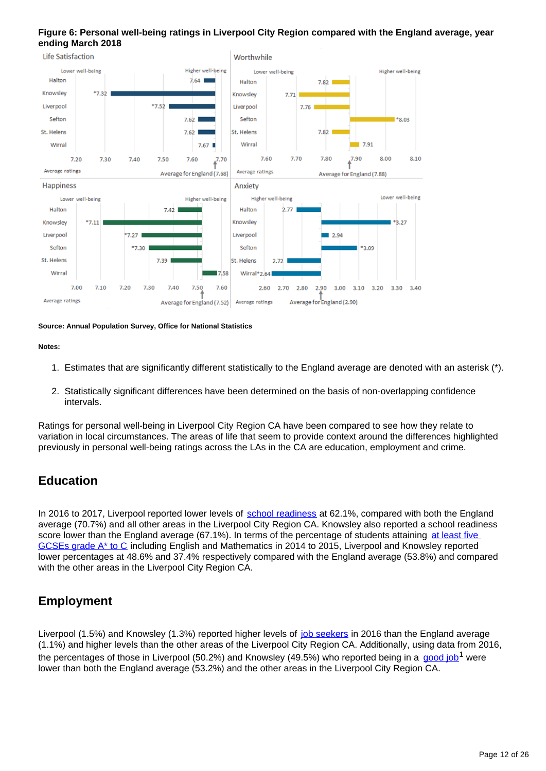**Figure 6: Personal well-being ratings in Liverpool City Region compared with the England average, year ending March 2018**

| Local authority | Life Satisfaction | Worthwhile | Happiness | Anxiety |
|---|---|---|---|---|
| Halton | 7.64 | 7.82 | 7.42 | 2.77 |
| Knowsley | *7.32 | 7.71 | *7.11 | *3.27 |
| Liverpool | *7.52 | 7.76 | *7.27 | 2.94 |
| Sefton | 7.62 | *8.03 | *7.30 | *3.09 |
| St. Helens | 7.62 | 7.82 | 7.39 | 2.72 |
| Wirral | 7.67 | 7.91 | 7.58 | *2.64 |
| Average for England | 7.68 | 7.88 | 7.52 | 2.90 |

**Source: Annual Population Survey, Office for National Statistics**

**Notes:**

1. Estimates that are significantly different statistically to the England average are denoted with an asterisk (*).
2. Statistically significant differences have been determined on the basis of non-overlapping confidence intervals.

Ratings for personal well-being in Liverpool City Region CA have been compared to see how they relate to variation in local circumstances. The areas of life that seem to provide context around the differences highlighted previously in personal well-being ratings across the LAs in the CA are education, employment and crime.

## Education

In 2016 to 2017, Liverpool reported lower levels of school readiness at 62.1%, compared with both the England average (70.7%) and all other areas in the Liverpool City Region CA. Knowsley also reported a school readiness score lower than the England average (67.1%). In terms of the percentage of students attaining at least five GCSEs grade A* to C including English and Mathematics in 2014 to 2015, Liverpool and Knowsley reported lower percentages at 48.6% and 37.4% respectively compared with the England average (53.8%) and compared with the other areas in the Liverpool City Region CA.

## Employment

Liverpool (1.5%) and Knowsley (1.3%) reported higher levels of job seekers in 2016 than the England average (1.1%) and higher levels than the other areas of the Liverpool City Region CA. Additionally, using data from 2016, the percentages of those in Liverpool (50.2%) and Knowsley (49.5%) who reported being in a good job[1] were lower than both the England average (53.2%) and the other areas in the Liverpool City Region CA.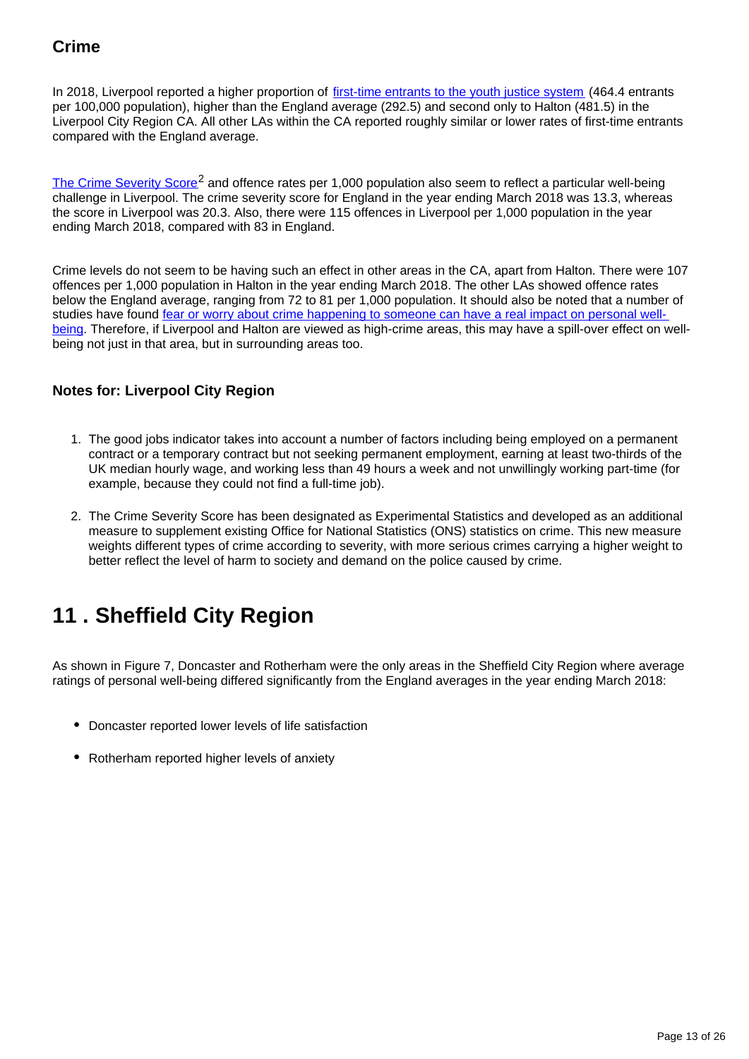### Crime

In 2018, Liverpool reported a higher proportion of first-time entrants to the youth justice system (464.4 entrants per 100,000 population), higher than the England average (292.5) and second only to Halton (481.5) in the Liverpool City Region CA. All other LAs within the CA reported roughly similar or lower rates of first-time entrants compared with the England average.

The Crime Severity Score[2] and offence rates per 1,000 population also seem to reflect a particular well-being challenge in Liverpool. The crime severity score for England in the year ending March 2018 was 13.3, whereas the score in Liverpool was 20.3. Also, there were 115 offences in Liverpool per 1,000 population in the year ending March 2018, compared with 83 in England.

Crime levels do not seem to be having such an effect in other areas in the CA, apart from Halton. There were 107 offences per 1,000 population in Halton in the year ending March 2018. The other LAs showed offence rates below the England average, ranging from 72 to 81 per 1,000 population. It should also be noted that a number of studies have found fear or worry about crime happening to someone can have a real impact on personal well-being. Therefore, if Liverpool and Halton are viewed as high-crime areas, this may have a spill-over effect on well-being not just in that area, but in surrounding areas too.

### Notes for: Liverpool City Region

1. The good jobs indicator takes into account a number of factors including being employed on a permanent contract or a temporary contract but not seeking permanent employment, earning at least two-thirds of the UK median hourly wage, and working less than 49 hours a week and not unwillingly working part-time (for example, because they could not find a full-time job).

2. The Crime Severity Score has been designated as Experimental Statistics and developed as an additional measure to supplement existing Office for National Statistics (ONS) statistics on crime. This new measure weights different types of crime according to severity, with more serious crimes carrying a higher weight to better reflect the level of harm to society and demand on the police caused by crime.

## 11 . Sheffield City Region

As shown in Figure 7, Doncaster and Rotherham were the only areas in the Sheffield City Region where average ratings of personal well-being differed significantly from the England averages in the year ending March 2018:

- Doncaster reported lower levels of life satisfaction
- Rotherham reported higher levels of anxiety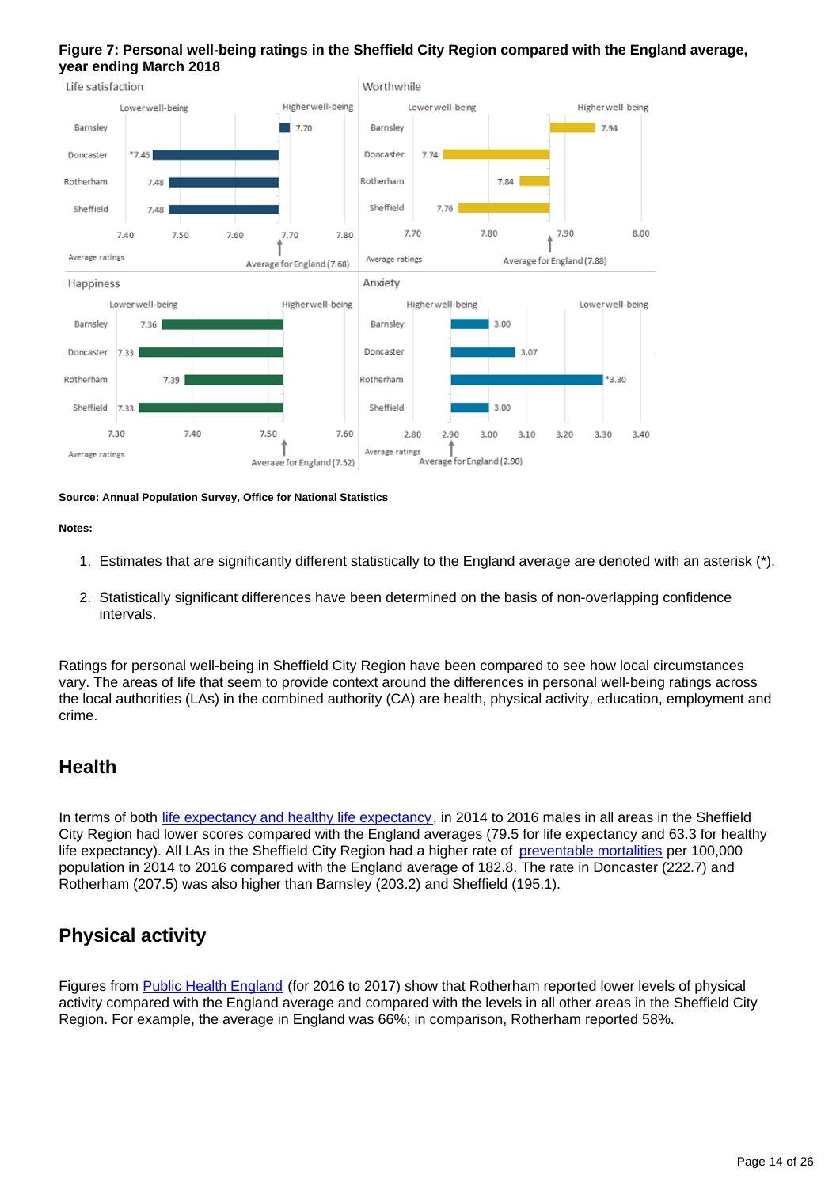**Figure 7: Personal well-being ratings in the Sheffield City Region compared with the England average, year ending March 2018**

Life satisfaction

| | Average rating |
|---|---|
| Barnsley | 7.70 |
| Doncaster | *7.45 |
| Rotherham | 7.48 |
| Sheffield | 7.48 |

Average for England (7.68)

Worthwhile

| | Average rating |
|---|---|
| Barnsley | 7.94 |
| Doncaster | 7.74 |
| Rotherham | 7.84 |
| Sheffield | 7.76 |

Average for England (7.88)

Happiness

| | Average rating |
|---|---|
| Barnsley | 7.36 |
| Doncaster | 7.33 |
| Rotherham | 7.39 |
| Sheffield | 7.33 |

Average for England (7.52)

Anxiety

| | Average rating |
|---|---|
| Barnsley | 3.00 |
| Doncaster | 3.07 |
| Rotherham | *3.30 |
| Sheffield | 3.00 |

Average for England (2.90)

**Source: Annual Population Survey, Office for National Statistics**

**Notes:**

1. Estimates that are significantly different statistically to the England average are denoted with an asterisk (*).
2. Statistically significant differences have been determined on the basis of non-overlapping confidence intervals.

Ratings for personal well-being in Sheffield City Region have been compared to see how local circumstances vary. The areas of life that seem to provide context around the differences in personal well-being ratings across the local authorities (LAs) in the combined authority (CA) are health, physical activity, education, employment and crime.

## Health

In terms of both life expectancy and healthy life expectancy, in 2014 to 2016 males in all areas in the Sheffield City Region had lower scores compared with the England averages (79.5 for life expectancy and 63.3 for healthy life expectancy). All LAs in the Sheffield City Region had a higher rate of preventable mortalities per 100,000 population in 2014 to 2016 compared with the England average of 182.8. The rate in Doncaster (222.7) and Rotherham (207.5) was also higher than Barnsley (203.2) and Sheffield (195.1).

## Physical activity

Figures from Public Health England (for 2016 to 2017) show that Rotherham reported lower levels of physical activity compared with the England average and compared with the levels in all other areas in the Sheffield City Region. For example, the average in England was 66%; in comparison, Rotherham reported 58%.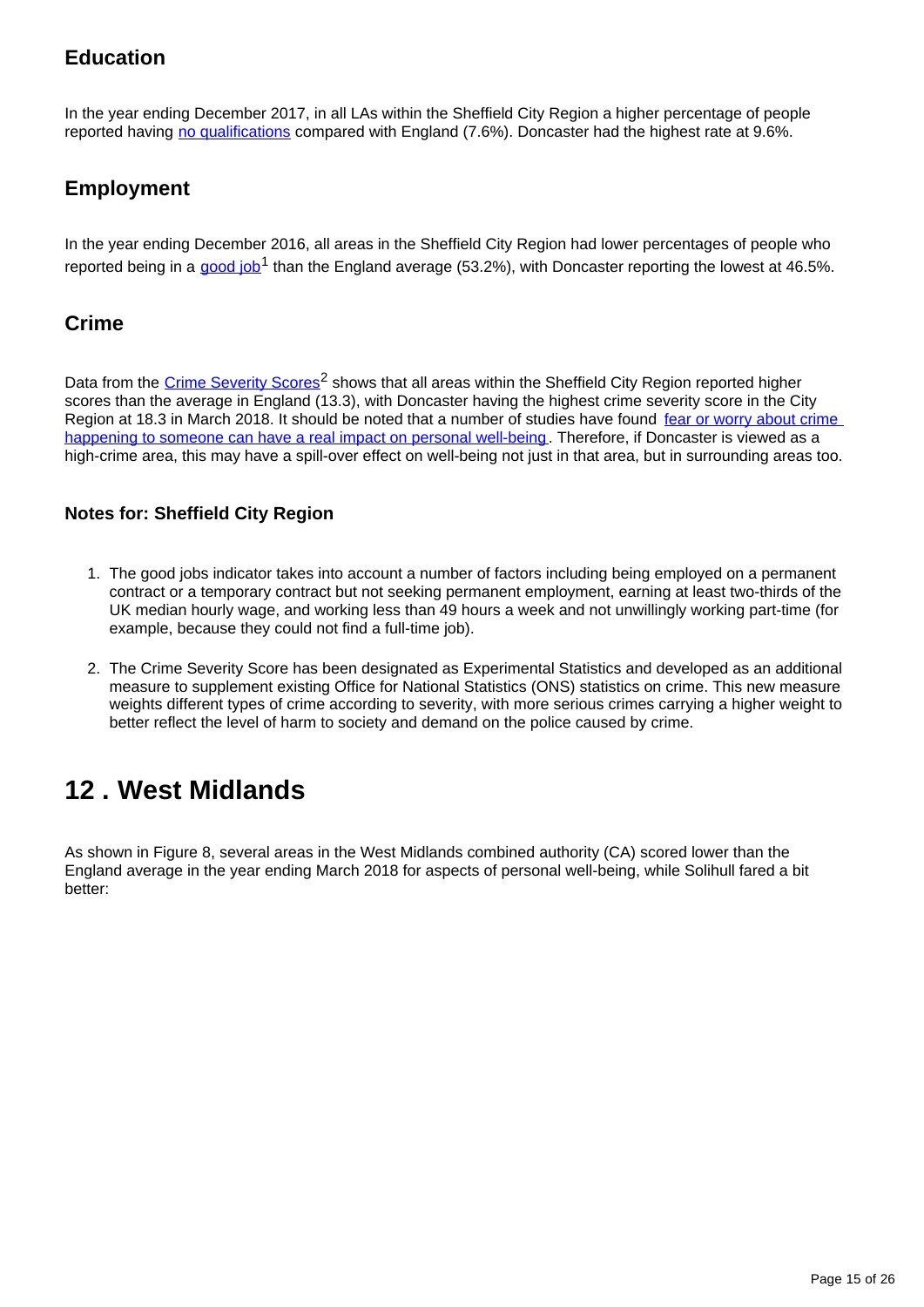### Education

In the year ending December 2017, in all LAs within the Sheffield City Region a higher percentage of people reported having no qualifications compared with England (7.6%). Doncaster had the highest rate at 9.6%.

### Employment

In the year ending December 2016, all areas in the Sheffield City Region had lower percentages of people who reported being in a good job[1] than the England average (53.2%), with Doncaster reporting the lowest at 46.5%.

### Crime

Data from the Crime Severity Scores[2] shows that all areas within the Sheffield City Region reported higher scores than the average in England (13.3), with Doncaster having the highest crime severity score in the City Region at 18.3 in March 2018. It should be noted that a number of studies have found fear or worry about crime happening to someone can have a real impact on personal well-being. Therefore, if Doncaster is viewed as a high-crime area, this may have a spill-over effect on well-being not just in that area, but in surrounding areas too.

#### Notes for: Sheffield City Region

1. The good jobs indicator takes into account a number of factors including being employed on a permanent contract or a temporary contract but not seeking permanent employment, earning at least two-thirds of the UK median hourly wage, and working less than 49 hours a week and not unwillingly working part-time (for example, because they could not find a full-time job).

2. The Crime Severity Score has been designated as Experimental Statistics and developed as an additional measure to supplement existing Office for National Statistics (ONS) statistics on crime. This new measure weights different types of crime according to severity, with more serious crimes carrying a higher weight to better reflect the level of harm to society and demand on the police caused by crime.

## 12 . West Midlands

As shown in Figure 8, several areas in the West Midlands combined authority (CA) scored lower than the England average in the year ending March 2018 for aspects of personal well-being, while Solihull fared a bit better: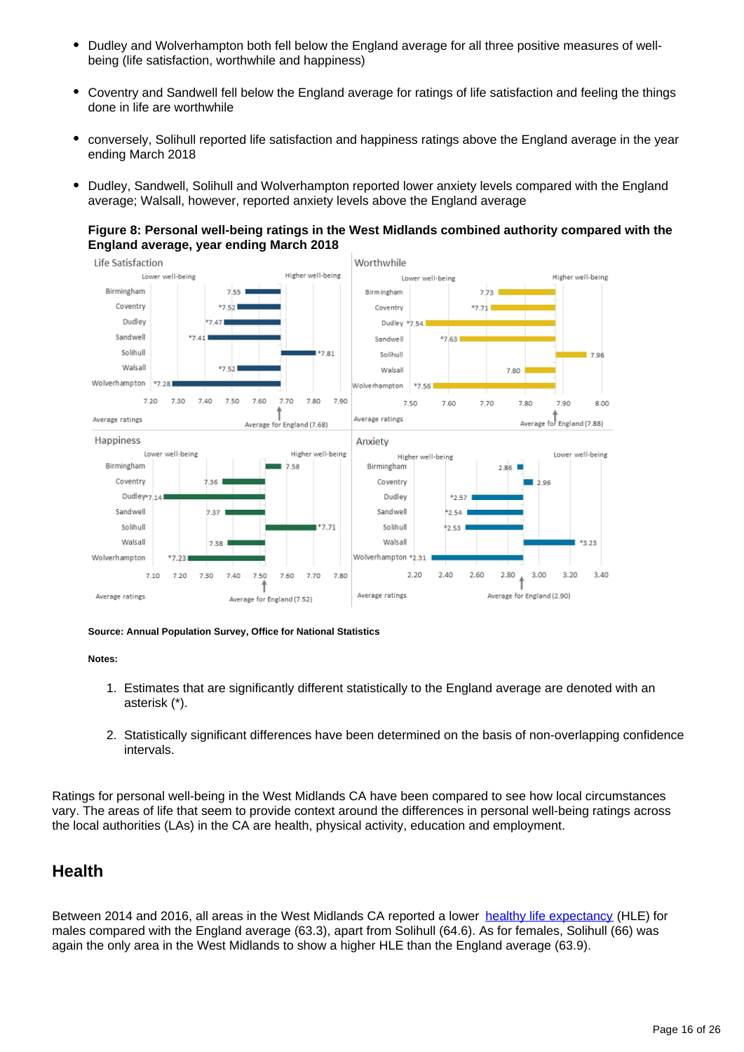- Dudley and Wolverhampton both fell below the England average for all three positive measures of well-being (life satisfaction, worthwhile and happiness)

- Coventry and Sandwell fell below the England average for ratings of life satisfaction and feeling the things done in life are worthwhile

- conversely, Solihull reported life satisfaction and happiness ratings above the England average in the year ending March 2018

- Dudley, Sandwell, Solihull and Wolverhampton reported lower anxiety levels compared with the England average; Walsall, however, reported anxiety levels above the England average

**Figure 8: Personal well-being ratings in the West Midlands combined authority compared with the England average, year ending March 2018**

| Local authority | Life Satisfaction | Worthwhile | Happiness | Anxiety |
|---|---|---|---|---|
| Birmingham | 7.55 | 7.73 | 7.58 | 2.86 |
| Coventry | *7.52 | *7.71 | 7.36 | 2.96 |
| Dudley | *7.47 | *7.54 | *7.14 | *2.57 |
| Sandwell | *7.41 | *7.63 | 7.37 | *2.54 |
| Solihull | *7.81 | 7.96 | *7.71 | *2.53 |
| Walsall | *7.52 | 7.80 | 7.38 | *3.23 |
| Wolverhampton | *7.28 | *7.56 | *7.23 | *2.31 |
| Average for England | 7.68 | 7.88 | 7.52 | 2.90 |

**Source: Annual Population Survey, Office for National Statistics**

**Notes:**

1. Estimates that are significantly different statistically to the England average are denoted with an asterisk (*).

2. Statistically significant differences have been determined on the basis of non-overlapping confidence intervals.

Ratings for personal well-being in the West Midlands CA have been compared to see how local circumstances vary. The areas of life that seem to provide context around the differences in personal well-being ratings across the local authorities (LAs) in the CA are health, physical activity, education and employment.

## Health

Between 2014 and 2016, all areas in the West Midlands CA reported a lower healthy life expectancy (HLE) for males compared with the England average (63.3), apart from Solihull (64.6). As for females, Solihull (66) was again the only area in the West Midlands to show a higher HLE than the England average (63.9).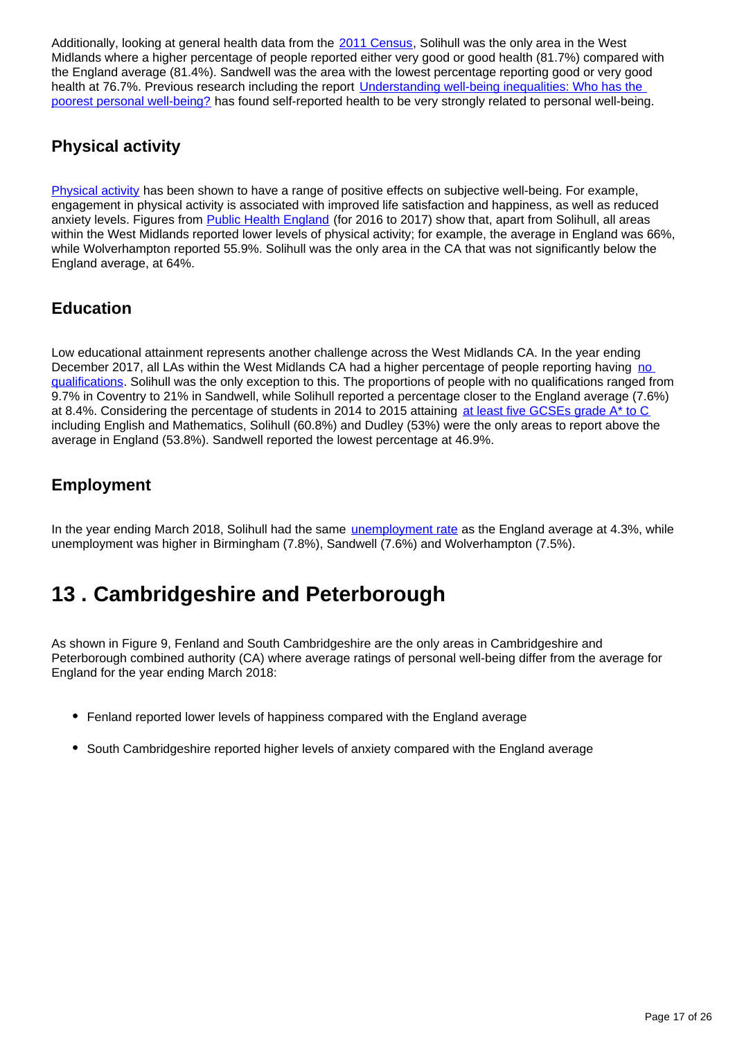Additionally, looking at general health data from the 2011 Census, Solihull was the only area in the West Midlands where a higher percentage of people reported either very good or good health (81.7%) compared with the England average (81.4%). Sandwell was the area with the lowest percentage reporting good or very good health at 76.7%. Previous research including the report Understanding well-being inequalities: Who has the poorest personal well-being? has found self-reported health to be very strongly related to personal well-being.

### Physical activity

Physical activity has been shown to have a range of positive effects on subjective well-being. For example, engagement in physical activity is associated with improved life satisfaction and happiness, as well as reduced anxiety levels. Figures from Public Health England (for 2016 to 2017) show that, apart from Solihull, all areas within the West Midlands reported lower levels of physical activity; for example, the average in England was 66%, while Wolverhampton reported 55.9%. Solihull was the only area in the CA that was not significantly below the England average, at 64%.

### Education

Low educational attainment represents another challenge across the West Midlands CA. In the year ending December 2017, all LAs within the West Midlands CA had a higher percentage of people reporting having no qualifications. Solihull was the only exception to this. The proportions of people with no qualifications ranged from 9.7% in Coventry to 21% in Sandwell, while Solihull reported a percentage closer to the England average (7.6%) at 8.4%. Considering the percentage of students in 2014 to 2015 attaining at least five GCSEs grade A* to C including English and Mathematics, Solihull (60.8%) and Dudley (53%) were the only areas to report above the average in England (53.8%). Sandwell reported the lowest percentage at 46.9%.

### Employment

In the year ending March 2018, Solihull had the same unemployment rate as the England average at 4.3%, while unemployment was higher in Birmingham (7.8%), Sandwell (7.6%) and Wolverhampton (7.5%).

## 13 . Cambridgeshire and Peterborough

As shown in Figure 9, Fenland and South Cambridgeshire are the only areas in Cambridgeshire and Peterborough combined authority (CA) where average ratings of personal well-being differ from the average for England for the year ending March 2018:

- Fenland reported lower levels of happiness compared with the England average
- South Cambridgeshire reported higher levels of anxiety compared with the England average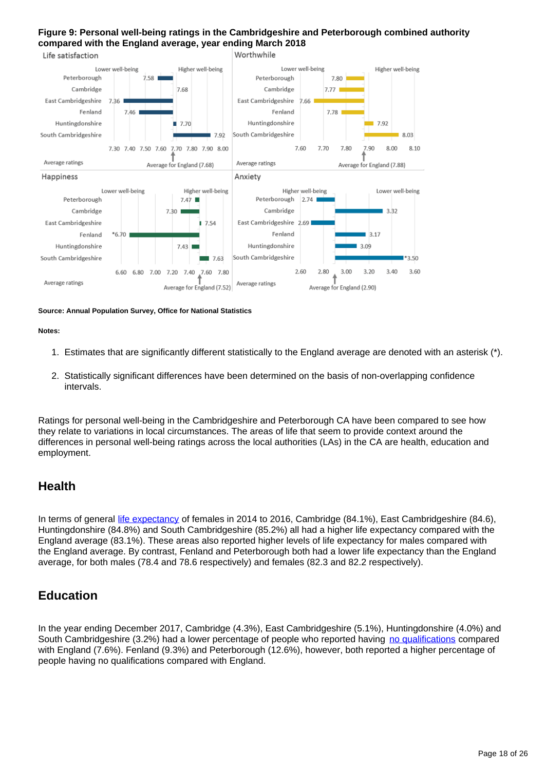**Figure 9: Personal well-being ratings in the Cambridgeshire and Peterborough combined authority compared with the England average, year ending March 2018**

Life satisfaction

| Local authority | Average rating |
|---|---|
| Peterborough | 7.58 |
| Cambridge | 7.68 |
| East Cambridgeshire | 7.36 |
| Fenland | 7.46 |
| Huntingdonshire | 7.70 |
| South Cambridgeshire | 7.92 |
| Average for England | 7.68 |

Worthwhile

| Local authority | Average rating |
|---|---|
| Peterborough | 7.80 |
| Cambridge | 7.77 |
| East Cambridgeshire | 7.66 |
| Fenland | 7.78 |
| Huntingdonshire | 7.92 |
| South Cambridgeshire | 8.03 |
| Average for England | 7.88 |

Happiness

| Local authority | Average rating |
|---|---|
| Peterborough | 7.47 |
| Cambridge | 7.30 |
| East Cambridgeshire | 7.54 |
| Fenland | *6.70 |
| Huntingdonshire | 7.43 |
| South Cambridgeshire | 7.63 |
| Average for England | 7.52 |

Anxiety

| Local authority | Average rating |
|---|---|
| Peterborough | 2.74 |
| Cambridge | 3.32 |
| East Cambridgeshire | 2.69 |
| Fenland | 3.17 |
| Huntingdonshire | 3.09 |
| South Cambridgeshire | *3.50 |
| Average for England | 2.90 |

**Source: Annual Population Survey, Office for National Statistics**

**Notes:**

1. Estimates that are significantly different statistically to the England average are denoted with an asterisk (*).
2. Statistically significant differences have been determined on the basis of non-overlapping confidence intervals.

Ratings for personal well-being in the Cambridgeshire and Peterborough CA have been compared to see how they relate to variations in local circumstances. The areas of life that seem to provide context around the differences in personal well-being ratings across the local authorities (LAs) in the CA are health, education and employment.

## Health

In terms of general life expectancy of females in 2014 to 2016, Cambridge (84.1%), East Cambridgeshire (84.6), Huntingdonshire (84.8%) and South Cambridgeshire (85.2%) all had a higher life expectancy compared with the England average (83.1%). These areas also reported higher levels of life expectancy for males compared with the England average. By contrast, Fenland and Peterborough both had a lower life expectancy than the England average, for both males (78.4 and 78.6 respectively) and females (82.3 and 82.2 respectively).

## Education

In the year ending December 2017, Cambridge (4.3%), East Cambridgeshire (5.1%), Huntingdonshire (4.0%) and South Cambridgeshire (3.2%) had a lower percentage of people who reported having no qualifications compared with England (7.6%). Fenland (9.3%) and Peterborough (12.6%), however, both reported a higher percentage of people having no qualifications compared with England.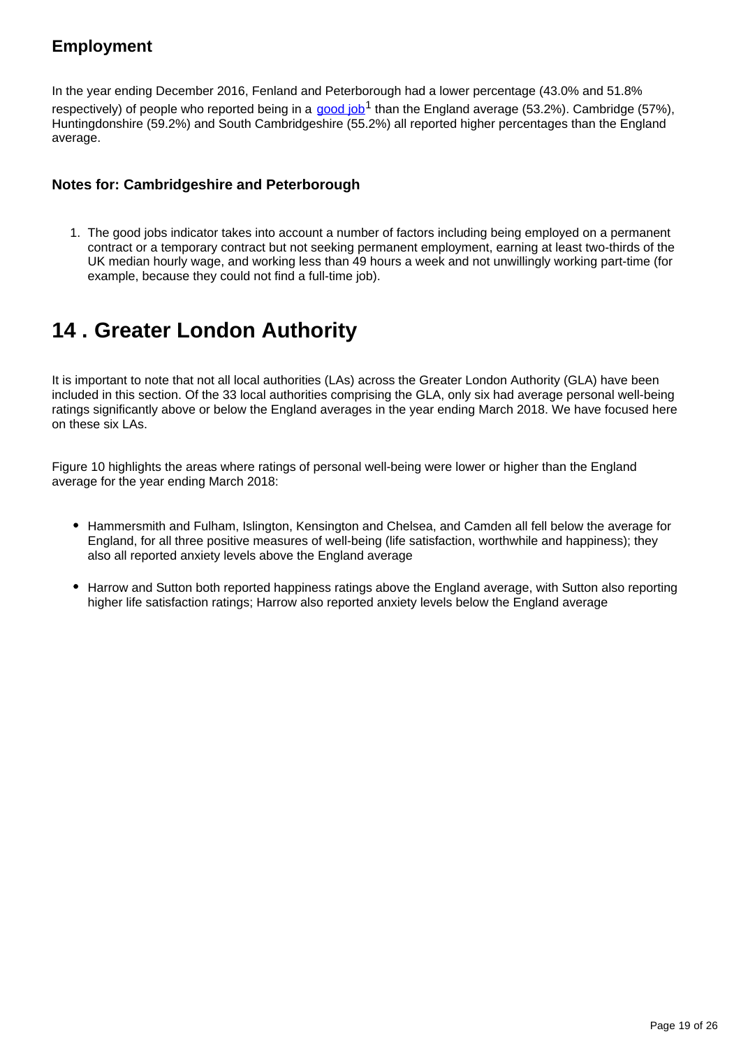### Employment

In the year ending December 2016, Fenland and Peterborough had a lower percentage (43.0% and 51.8% respectively) of people who reported being in a good job[1] than the England average (53.2%). Cambridge (57%), Huntingdonshire (59.2%) and South Cambridgeshire (55.2%) all reported higher percentages than the England average.

### Notes for: Cambridgeshire and Peterborough

1. The good jobs indicator takes into account a number of factors including being employed on a permanent contract or a temporary contract but not seeking permanent employment, earning at least two-thirds of the UK median hourly wage, and working less than 49 hours a week and not unwillingly working part-time (for example, because they could not find a full-time job).

## 14 . Greater London Authority

It is important to note that not all local authorities (LAs) across the Greater London Authority (GLA) have been included in this section. Of the 33 local authorities comprising the GLA, only six had average personal well-being ratings significantly above or below the England averages in the year ending March 2018. We have focused here on these six LAs.

Figure 10 highlights the areas where ratings of personal well-being were lower or higher than the England average for the year ending March 2018:

- Hammersmith and Fulham, Islington, Kensington and Chelsea, and Camden all fell below the average for England, for all three positive measures of well-being (life satisfaction, worthwhile and happiness); they also all reported anxiety levels above the England average
- Harrow and Sutton both reported happiness ratings above the England average, with Sutton also reporting higher life satisfaction ratings; Harrow also reported anxiety levels below the England average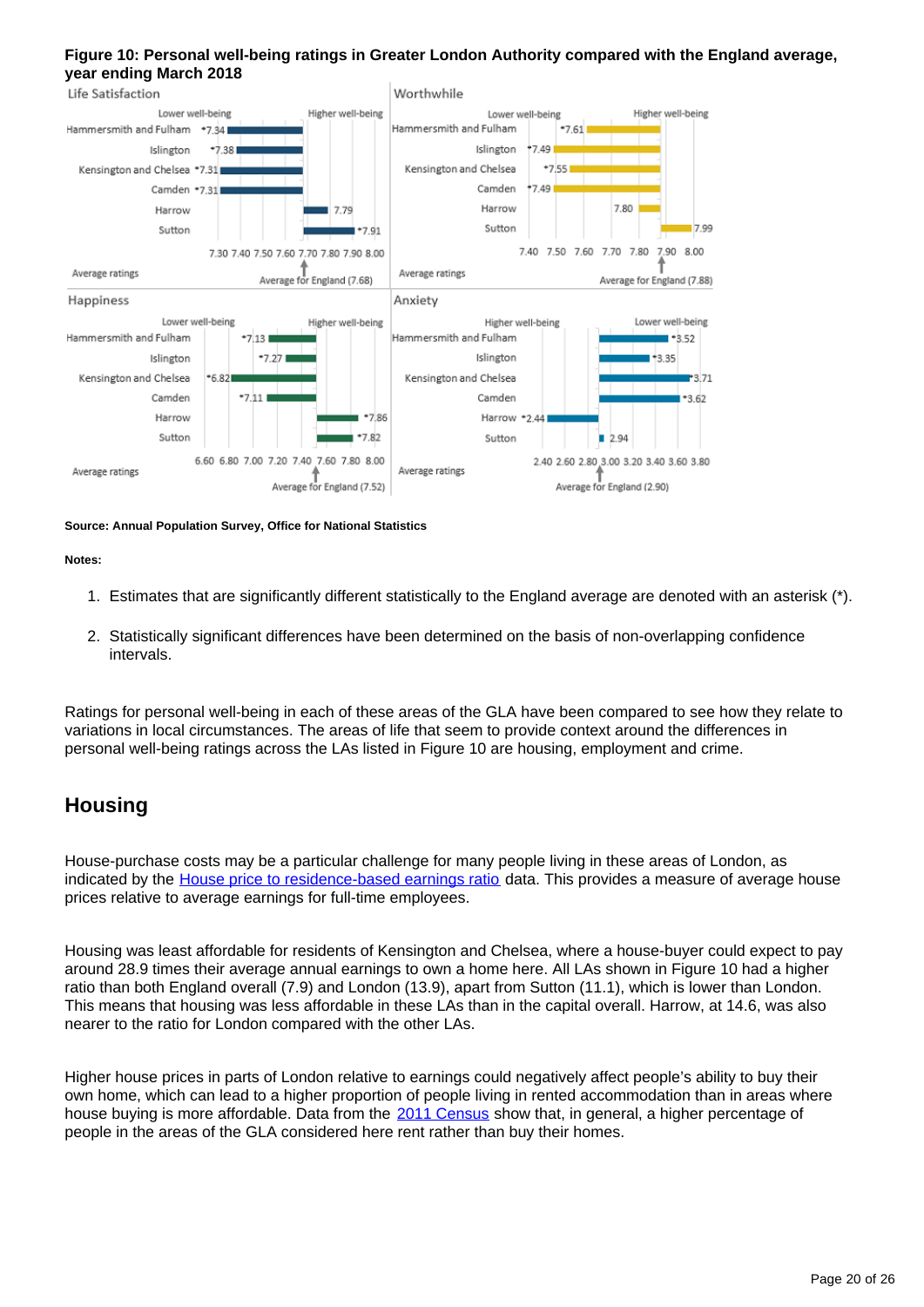**Figure 10: Personal well-being ratings in Greater London Authority compared with the England average, year ending March 2018**

| Local authority | Life Satisfaction | Worthwhile | Happiness | Anxiety |
|---|---|---|---|---|
| Hammersmith and Fulham | *7.34 | *7.61 | *7.13 | *3.52 |
| Islington | *7.38 | *7.49 | *7.27 | *3.35 |
| Kensington and Chelsea | *7.31 | *7.55 | *6.82 | *3.71 |
| Camden | *7.31 | *7.49 | *7.11 | *3.62 |
| Harrow | 7.79 | 7.80 | *7.86 | *2.44 |
| Sutton | *7.91 | 7.99 | *7.82 | 2.94 |
| Average for England | 7.68 | 7.88 | 7.52 | 2.90 |

**Source: Annual Population Survey, Office for National Statistics**

**Notes:**

1. Estimates that are significantly different statistically to the England average are denoted with an asterisk (*).
2. Statistically significant differences have been determined on the basis of non-overlapping confidence intervals.

Ratings for personal well-being in each of these areas of the GLA have been compared to see how they relate to variations in local circumstances. The areas of life that seem to provide context around the differences in personal well-being ratings across the LAs listed in Figure 10 are housing, employment and crime.

## Housing

House-purchase costs may be a particular challenge for many people living in these areas of London, as indicated by the House price to residence-based earnings ratio data. This provides a measure of average house prices relative to average earnings for full-time employees.

Housing was least affordable for residents of Kensington and Chelsea, where a house-buyer could expect to pay around 28.9 times their average annual earnings to own a home here. All LAs shown in Figure 10 had a higher ratio than both England overall (7.9) and London (13.9), apart from Sutton (11.1), which is lower than London. This means that housing was less affordable in these LAs than in the capital overall. Harrow, at 14.6, was also nearer to the ratio for London compared with the other LAs.

Higher house prices in parts of London relative to earnings could negatively affect people's ability to buy their own home, which can lead to a higher proportion of people living in rented accommodation than in areas where house buying is more affordable. Data from the 2011 Census show that, in general, a higher percentage of people in the areas of the GLA considered here rent rather than buy their homes.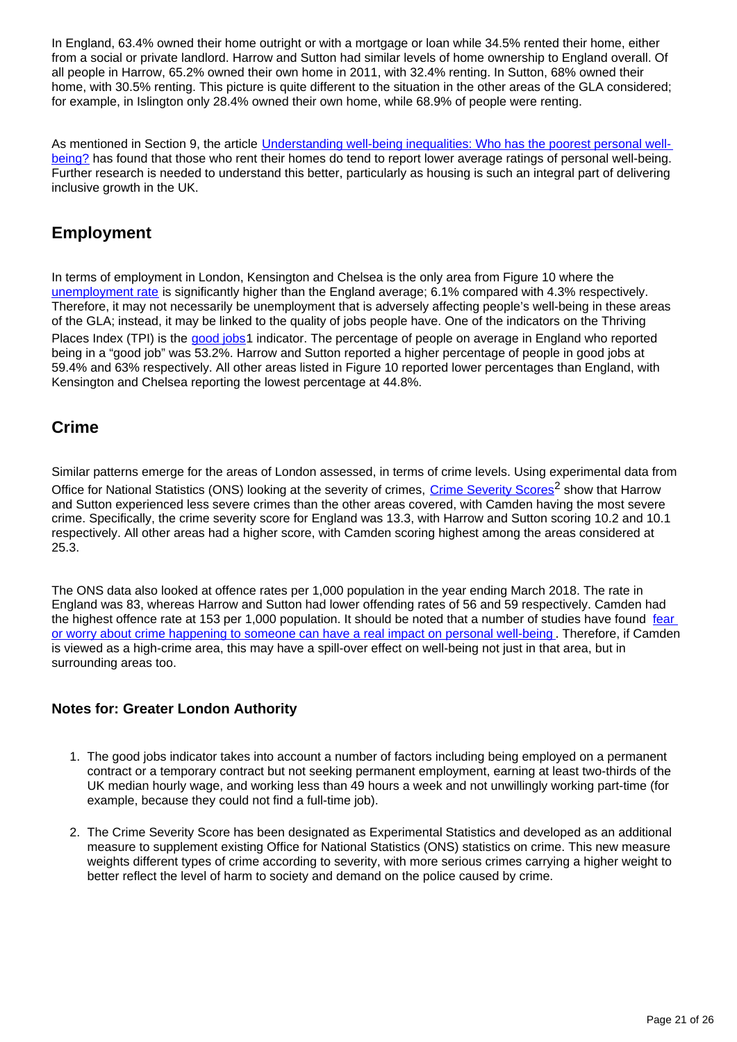In England, 63.4% owned their home outright or with a mortgage or loan while 34.5% rented their home, either from a social or private landlord. Harrow and Sutton had similar levels of home ownership to England overall. Of all people in Harrow, 65.2% owned their own home in 2011, with 32.4% renting. In Sutton, 68% owned their home, with 30.5% renting. This picture is quite different to the situation in the other areas of the GLA considered; for example, in Islington only 28.4% owned their own home, while 68.9% of people were renting.

As mentioned in Section 9, the article Understanding well-being inequalities: Who has the poorest personal well-being? has found that those who rent their homes do tend to report lower average ratings of personal well-being. Further research is needed to understand this better, particularly as housing is such an integral part of delivering inclusive growth in the UK.

## Employment

In terms of employment in London, Kensington and Chelsea is the only area from Figure 10 where the unemployment rate is significantly higher than the England average; 6.1% compared with 4.3% respectively. Therefore, it may not necessarily be unemployment that is adversely affecting people's well-being in these areas of the GLA; instead, it may be linked to the quality of jobs people have. One of the indicators on the Thriving Places Index (TPI) is the good jobs[1] indicator. The percentage of people on average in England who reported being in a "good job" was 53.2%. Harrow and Sutton reported a higher percentage of people in good jobs at 59.4% and 63% respectively. All other areas listed in Figure 10 reported lower percentages than England, with Kensington and Chelsea reporting the lowest percentage at 44.8%.

## Crime

Similar patterns emerge for the areas of London assessed, in terms of crime levels. Using experimental data from Office for National Statistics (ONS) looking at the severity of crimes, Crime Severity Scores[2] show that Harrow and Sutton experienced less severe crimes than the other areas covered, with Camden having the most severe crime. Specifically, the crime severity score for England was 13.3, with Harrow and Sutton scoring 10.2 and 10.1 respectively. All other areas had a higher score, with Camden scoring highest among the areas considered at 25.3.

The ONS data also looked at offence rates per 1,000 population in the year ending March 2018. The rate in England was 83, whereas Harrow and Sutton had lower offending rates of 56 and 59 respectively. Camden had the highest offence rate at 153 per 1,000 population. It should be noted that a number of studies have found fear or worry about crime happening to someone can have a real impact on personal well-being. Therefore, if Camden is viewed as a high-crime area, this may have a spill-over effect on well-being not just in that area, but in surrounding areas too.

### Notes for: Greater London Authority

1. The good jobs indicator takes into account a number of factors including being employed on a permanent contract or a temporary contract but not seeking permanent employment, earning at least two-thirds of the UK median hourly wage, and working less than 49 hours a week and not unwillingly working part-time (for example, because they could not find a full-time job).

2. The Crime Severity Score has been designated as Experimental Statistics and developed as an additional measure to supplement existing Office for National Statistics (ONS) statistics on crime. This new measure weights different types of crime according to severity, with more serious crimes carrying a higher weight to better reflect the level of harm to society and demand on the police caused by crime.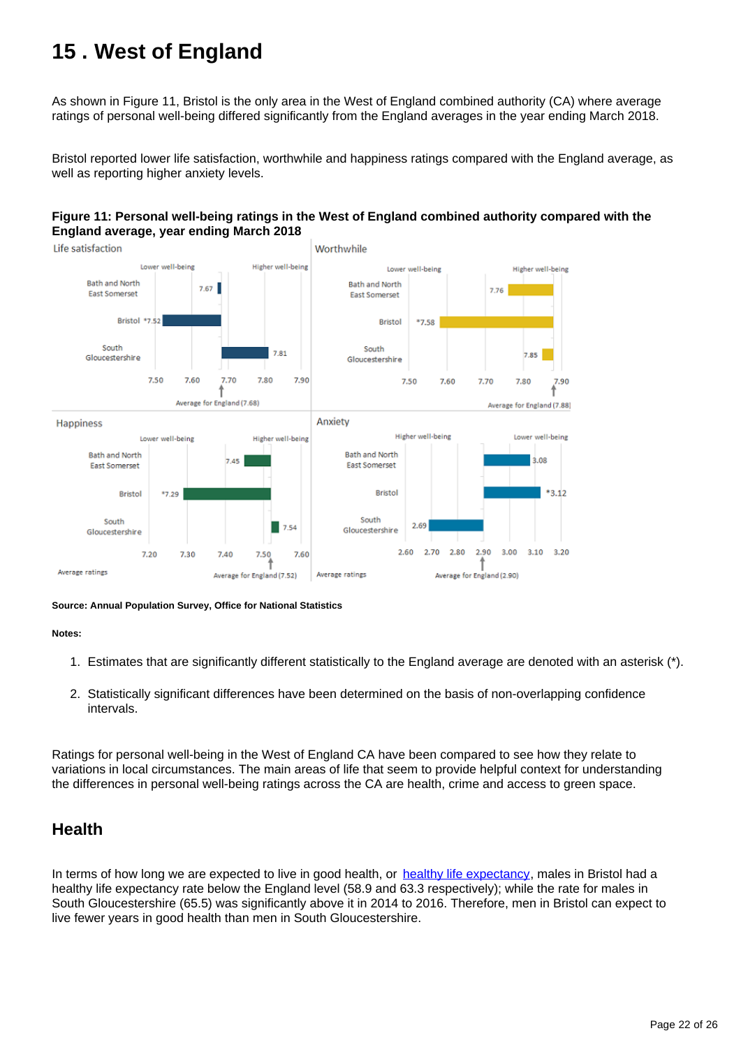# 15 . West of England

As shown in Figure 11, Bristol is the only area in the West of England combined authority (CA) where average ratings of personal well-being differed significantly from the England averages in the year ending March 2018.

Bristol reported lower life satisfaction, worthwhile and happiness ratings compared with the England average, as well as reporting higher anxiety levels.

**Figure 11: Personal well-being ratings in the West of England combined authority compared with the England average, year ending March 2018**

| Area | Life satisfaction | Worthwhile | Happiness | Anxiety |
|---|---|---|---|---|
| Bath and North East Somerset | 7.67 | 7.76 | 7.45 | 3.08 |
| Bristol | *7.52 | *7.58 | *7.29 | *3.12 |
| South Gloucestershire | 7.81 | 7.85 | 7.54 | 2.69 |
| Average for England | 7.68 | 7.88 | 7.52 | 2.90 |

Average ratings

**Source: Annual Population Survey, Office for National Statistics**

**Notes:**

1. Estimates that are significantly different statistically to the England average are denoted with an asterisk (*).
2. Statistically significant differences have been determined on the basis of non-overlapping confidence intervals.

Ratings for personal well-being in the West of England CA have been compared to see how they relate to variations in local circumstances. The main areas of life that seem to provide helpful context for understanding the differences in personal well-being ratings across the CA are health, crime and access to green space.

## Health

In terms of how long we are expected to live in good health, or healthy life expectancy, males in Bristol had a healthy life expectancy rate below the England level (58.9 and 63.3 respectively); while the rate for males in South Gloucestershire (65.5) was significantly above it in 2014 to 2016. Therefore, men in Bristol can expect to live fewer years in good health than men in South Gloucestershire.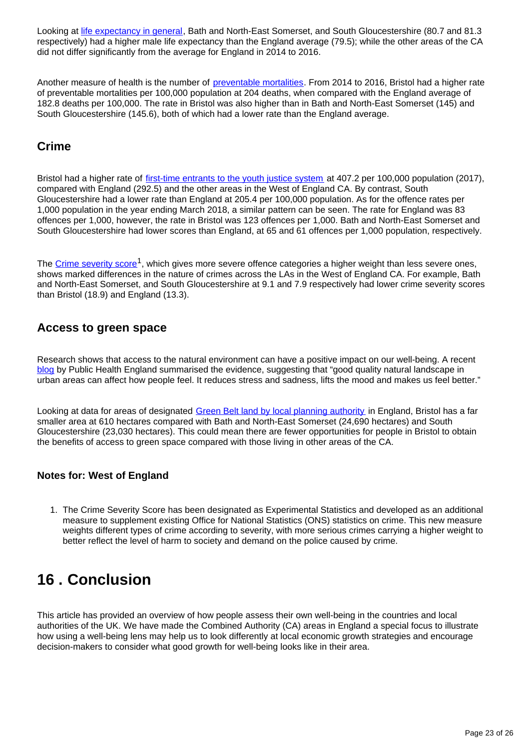Looking at life expectancy in general, Bath and North-East Somerset, and South Gloucestershire (80.7 and 81.3 respectively) had a higher male life expectancy than the England average (79.5); while the other areas of the CA did not differ significantly from the average for England in 2014 to 2016.

Another measure of health is the number of preventable mortalities. From 2014 to 2016, Bristol had a higher rate of preventable mortalities per 100,000 population at 204 deaths, when compared with the England average of 182.8 deaths per 100,000. The rate in Bristol was also higher than in Bath and North-East Somerset (145) and South Gloucestershire (145.6), both of which had a lower rate than the England average.

### Crime

Bristol had a higher rate of first-time entrants to the youth justice system at 407.2 per 100,000 population (2017), compared with England (292.5) and the other areas in the West of England CA. By contrast, South Gloucestershire had a lower rate than England at 205.4 per 100,000 population. As for the offence rates per 1,000 population in the year ending March 2018, a similar pattern can be seen. The rate for England was 83 offences per 1,000, however, the rate in Bristol was 123 offences per 1,000. Bath and North-East Somerset and South Gloucestershire had lower scores than England, at 65 and 61 offences per 1,000 population, respectively.

The Crime severity score[1], which gives more severe offence categories a higher weight than less severe ones, shows marked differences in the nature of crimes across the LAs in the West of England CA. For example, Bath and North-East Somerset, and South Gloucestershire at 9.1 and 7.9 respectively had lower crime severity scores than Bristol (18.9) and England (13.3).

### Access to green space

Research shows that access to the natural environment can have a positive impact on our well-being. A recent blog by Public Health England summarised the evidence, suggesting that "good quality natural landscape in urban areas can affect how people feel. It reduces stress and sadness, lifts the mood and makes us feel better."

Looking at data for areas of designated Green Belt land by local planning authority in England, Bristol has a far smaller area at 610 hectares compared with Bath and North-East Somerset (24,690 hectares) and South Gloucestershire (23,030 hectares). This could mean there are fewer opportunities for people in Bristol to obtain the benefits of access to green space compared with those living in other areas of the CA.

#### Notes for: West of England

1. The Crime Severity Score has been designated as Experimental Statistics and developed as an additional measure to supplement existing Office for National Statistics (ONS) statistics on crime. This new measure weights different types of crime according to severity, with more serious crimes carrying a higher weight to better reflect the level of harm to society and demand on the police caused by crime.

# 16 . Conclusion

This article has provided an overview of how people assess their own well-being in the countries and local authorities of the UK. We have made the Combined Authority (CA) areas in England a special focus to illustrate how using a well-being lens may help us to look differently at local economic growth strategies and encourage decision-makers to consider what good growth for well-being looks like in their area.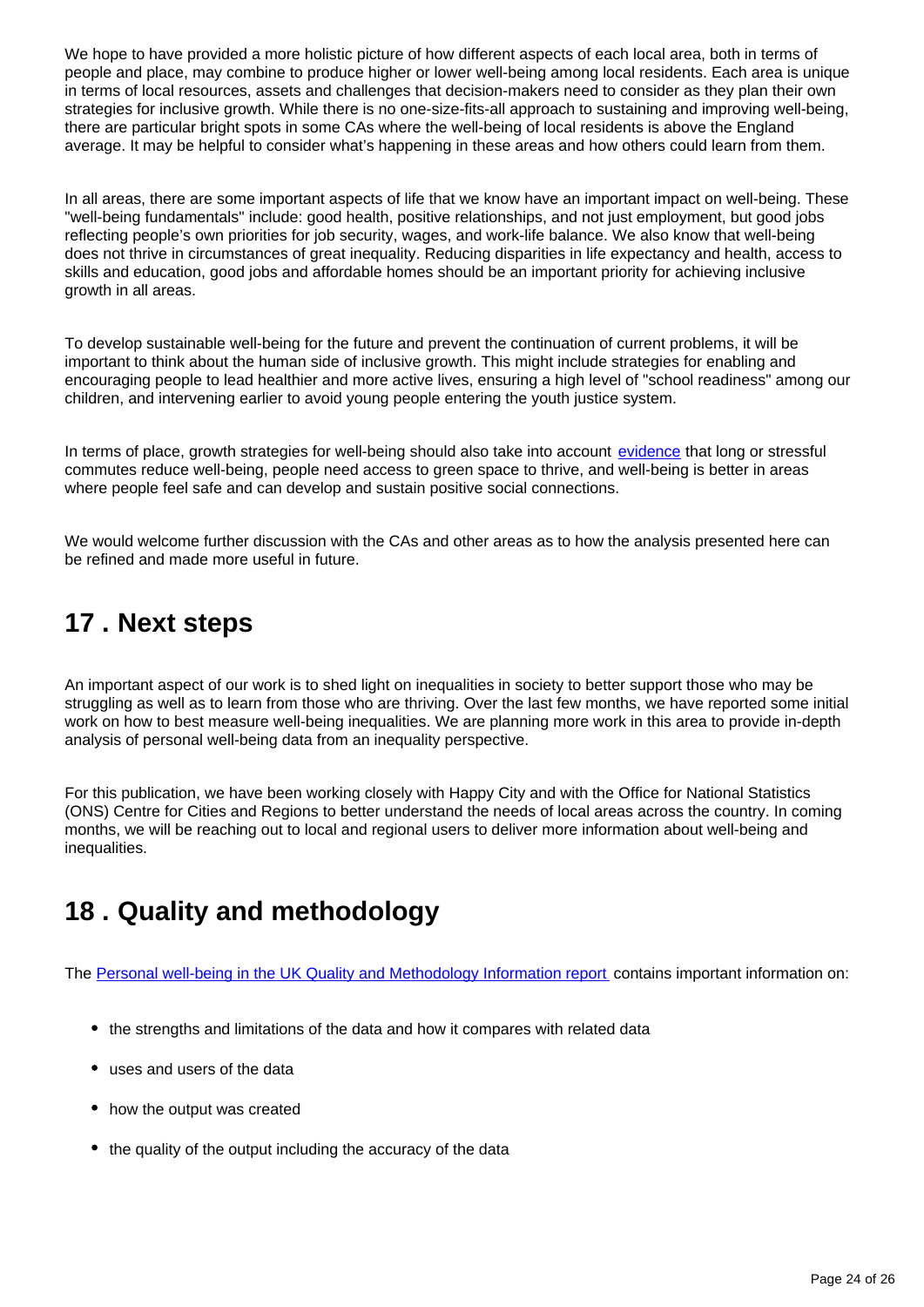We hope to have provided a more holistic picture of how different aspects of each local area, both in terms of people and place, may combine to produce higher or lower well-being among local residents. Each area is unique in terms of local resources, assets and challenges that decision-makers need to consider as they plan their own strategies for inclusive growth. While there is no one-size-fits-all approach to sustaining and improving well-being, there are particular bright spots in some CAs where the well-being of local residents is above the England average. It may be helpful to consider what's happening in these areas and how others could learn from them.

In all areas, there are some important aspects of life that we know have an important impact on well-being. These "well-being fundamentals" include: good health, positive relationships, and not just employment, but good jobs reflecting people's own priorities for job security, wages, and work-life balance. We also know that well-being does not thrive in circumstances of great inequality. Reducing disparities in life expectancy and health, access to skills and education, good jobs and affordable homes should be an important priority for achieving inclusive growth in all areas.

To develop sustainable well-being for the future and prevent the continuation of current problems, it will be important to think about the human side of inclusive growth. This might include strategies for enabling and encouraging people to lead healthier and more active lives, ensuring a high level of "school readiness" among our children, and intervening earlier to avoid young people entering the youth justice system.

In terms of place, growth strategies for well-being should also take into account evidence that long or stressful commutes reduce well-being, people need access to green space to thrive, and well-being is better in areas where people feel safe and can develop and sustain positive social connections.

We would welcome further discussion with the CAs and other areas as to how the analysis presented here can be refined and made more useful in future.

## 17 . Next steps

An important aspect of our work is to shed light on inequalities in society to better support those who may be struggling as well as to learn from those who are thriving. Over the last few months, we have reported some initial work on how to best measure well-being inequalities. We are planning more work in this area to provide in-depth analysis of personal well-being data from an inequality perspective.

For this publication, we have been working closely with Happy City and with the Office for National Statistics (ONS) Centre for Cities and Regions to better understand the needs of local areas across the country. In coming months, we will be reaching out to local and regional users to deliver more information about well-being and inequalities.

## 18 . Quality and methodology

The Personal well-being in the UK Quality and Methodology Information report contains important information on:

- the strengths and limitations of the data and how it compares with related data
- uses and users of the data
- how the output was created
- the quality of the output including the accuracy of the data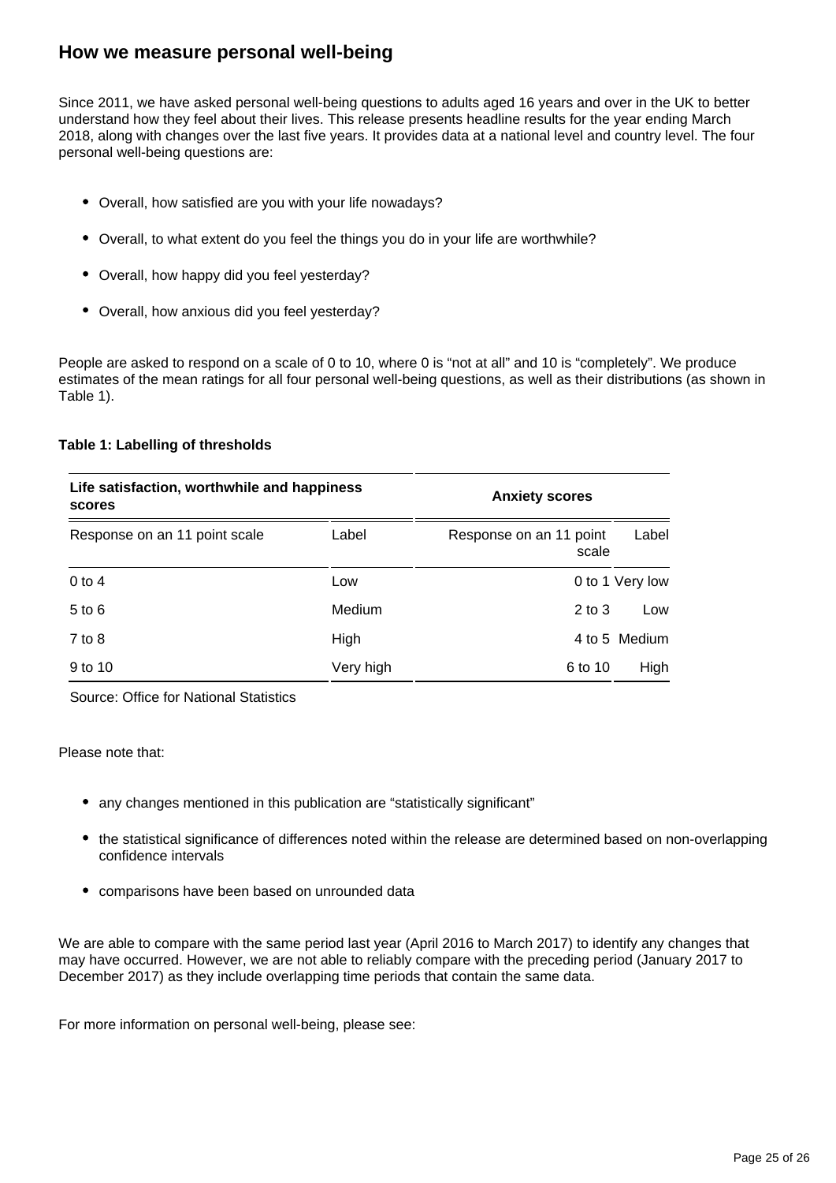## How we measure personal well-being

Since 2011, we have asked personal well-being questions to adults aged 16 years and over in the UK to better understand how they feel about their lives. This release presents headline results for the year ending March 2018, along with changes over the last five years. It provides data at a national level and country level. The four personal well-being questions are:

- Overall, how satisfied are you with your life nowadays?
- Overall, to what extent do you feel the things you do in your life are worthwhile?
- Overall, how happy did you feel yesterday?
- Overall, how anxious did you feel yesterday?

People are asked to respond on a scale of 0 to 10, where 0 is "not at all" and 10 is "completely". We produce estimates of the mean ratings for all four personal well-being questions, as well as their distributions (as shown in Table 1).

**Table 1: Labelling of thresholds**

| Life satisfaction, worthwhile and happiness scores | | Anxiety scores | |
|---|---|---|---|
| Response on an 11 point scale | Label | Response on an 11 point scale | Label |
| 0 to 4 | Low | 0 to 1 | Very low |
| 5 to 6 | Medium | 2 to 3 | Low |
| 7 to 8 | High | 4 to 5 | Medium |
| 9 to 10 | Very high | 6 to 10 | High |

Source: Office for National Statistics

Please note that:

- any changes mentioned in this publication are "statistically significant"
- the statistical significance of differences noted within the release are determined based on non-overlapping confidence intervals
- comparisons have been based on unrounded data

We are able to compare with the same period last year (April 2016 to March 2017) to identify any changes that may have occurred. However, we are not able to reliably compare with the preceding period (January 2017 to December 2017) as they include overlapping time periods that contain the same data.

For more information on personal well-being, please see: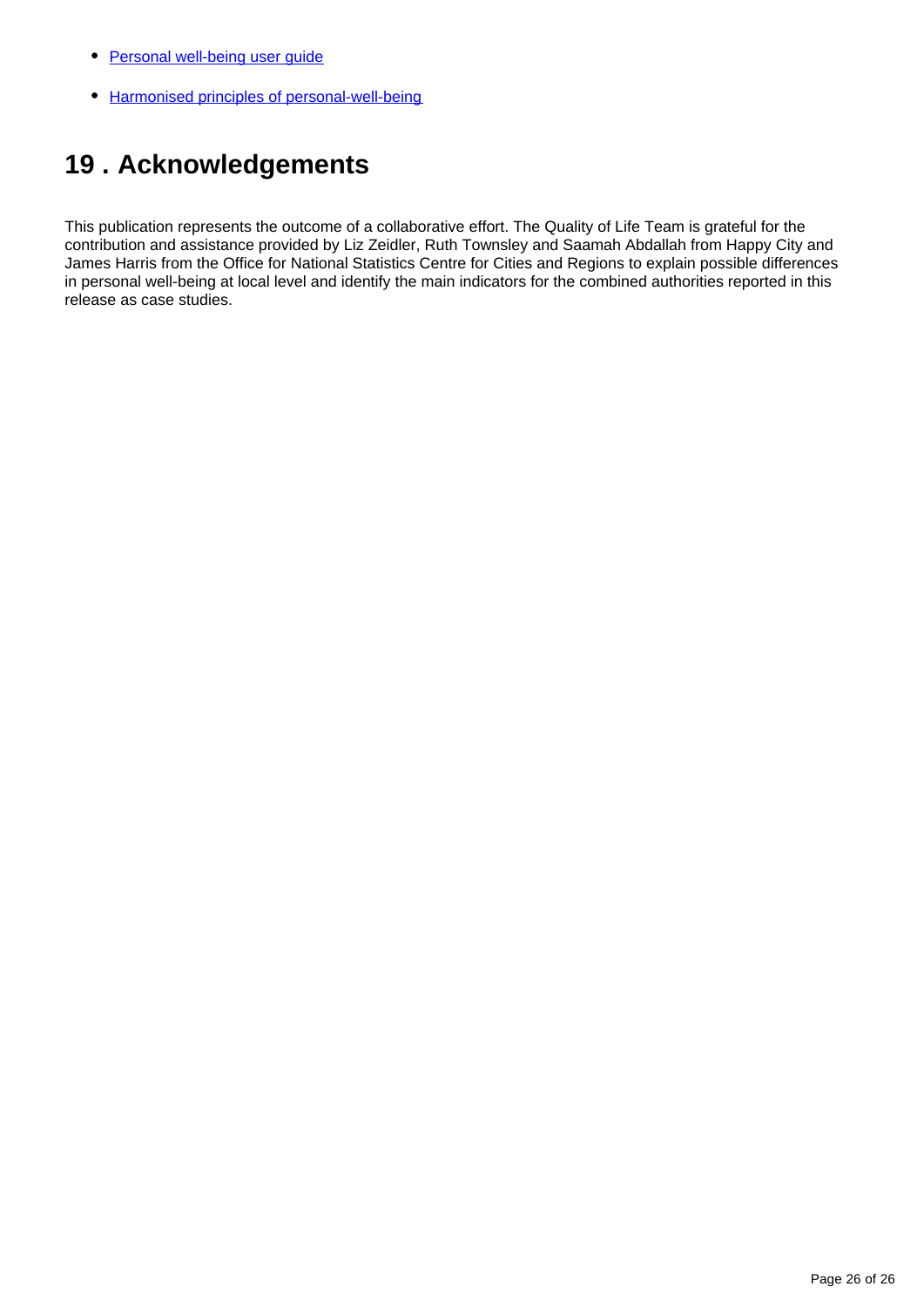- Personal well-being user guide
- Harmonised principles of personal-well-being

## 19 . Acknowledgements

This publication represents the outcome of a collaborative effort. The Quality of Life Team is grateful for the contribution and assistance provided by Liz Zeidler, Ruth Townsley and Saamah Abdallah from Happy City and James Harris from the Office for National Statistics Centre for Cities and Regions to explain possible differences in personal well-being at local level and identify the main indicators for the combined authorities reported in this release as case studies.